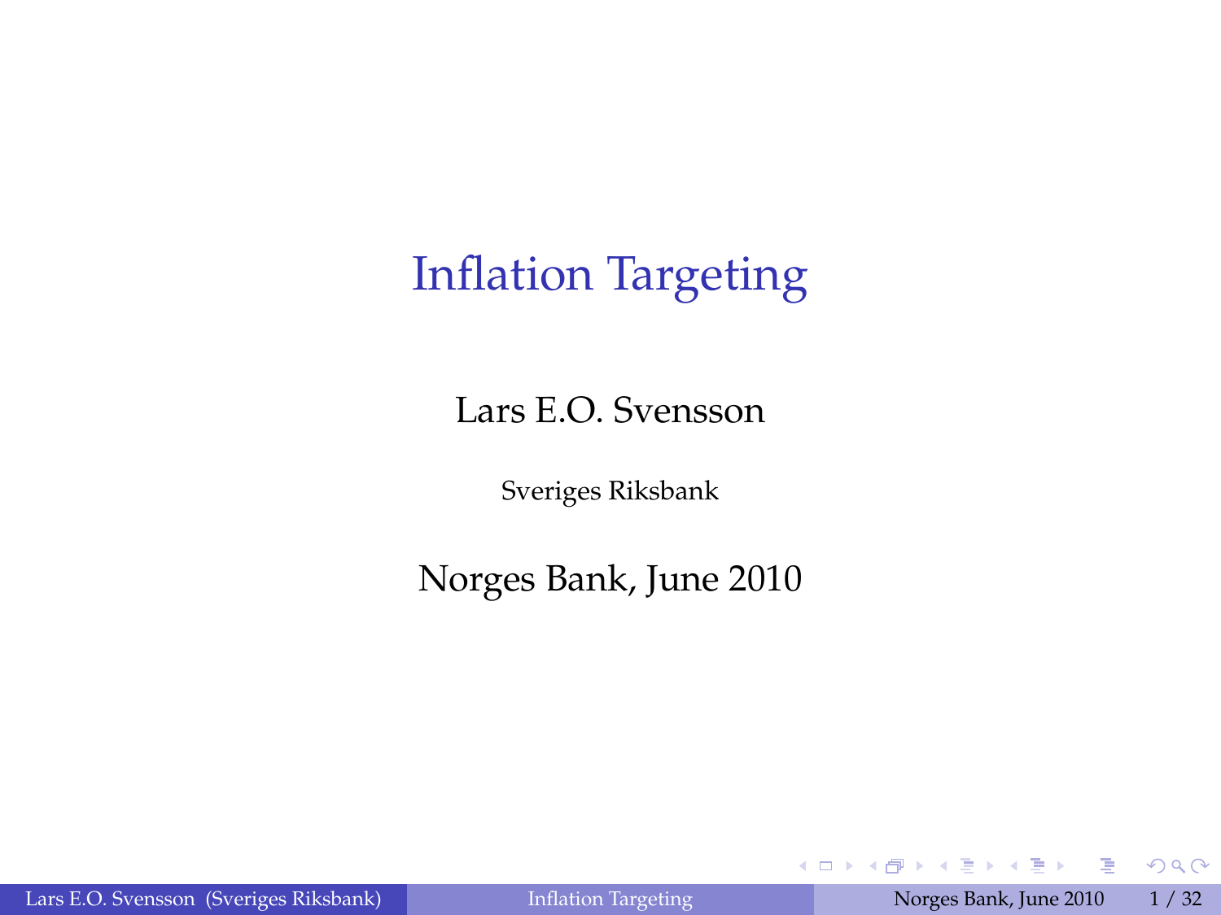# Inflation Targeting

Lars E.O. Svensson

Sveriges Riksbank

Norges Bank, June 2010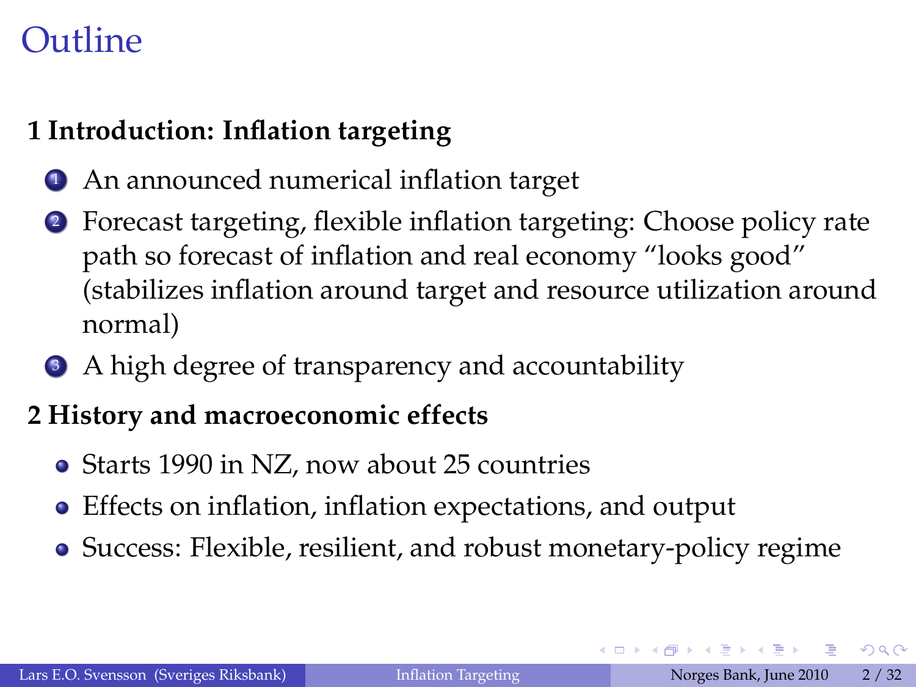# Outline

### 1 Introduction: Inflation targeting

1. An announced numerical inflation target
2. Forecast targeting, flexible inflation targeting: Choose policy rate path so forecast of inflation and real economy "looks good" (stabilizes inflation around target and resource utilization around normal)
3. A high degree of transparency and accountability

### 2 History and macroeconomic effects

- Starts 1990 in NZ, now about 25 countries
- Effects on inflation, inflation expectations, and output
- Success: Flexible, resilient, and robust monetary-policy regime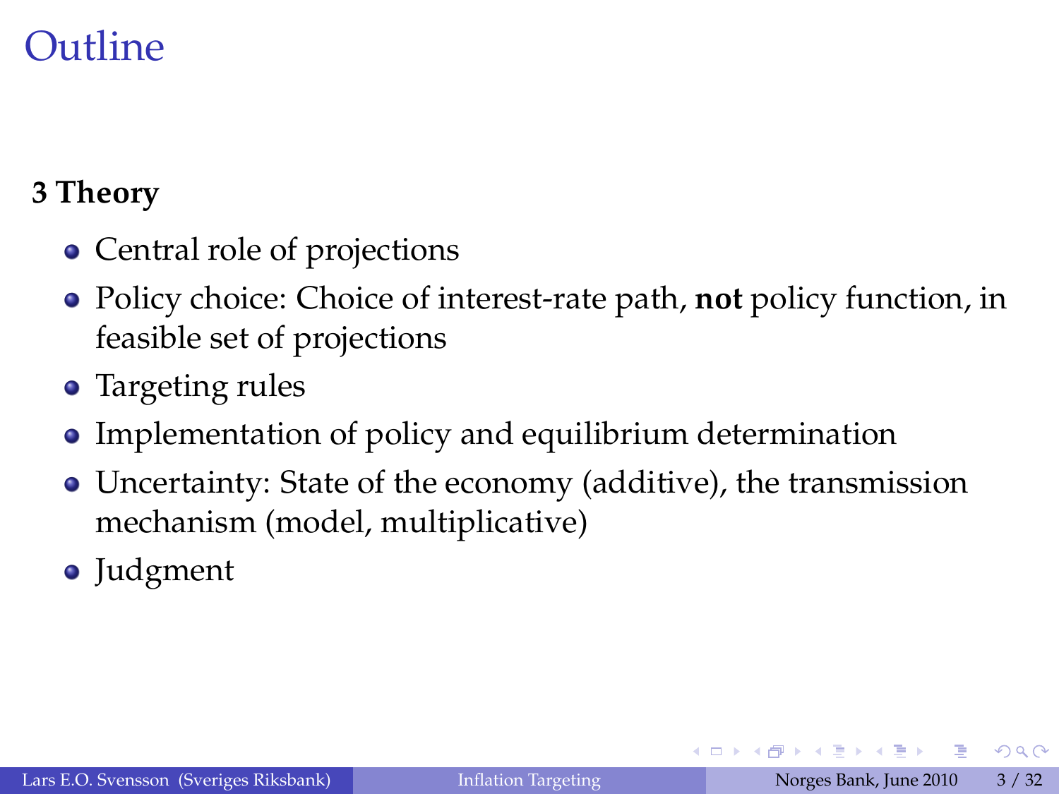# Outline

**3 Theory**

- Central role of projections
- Policy choice: Choice of interest-rate path, **not** policy function, in feasible set of projections
- Targeting rules
- Implementation of policy and equilibrium determination
- Uncertainty: State of the economy (additive), the transmission mechanism (model, multiplicative)
- Judgment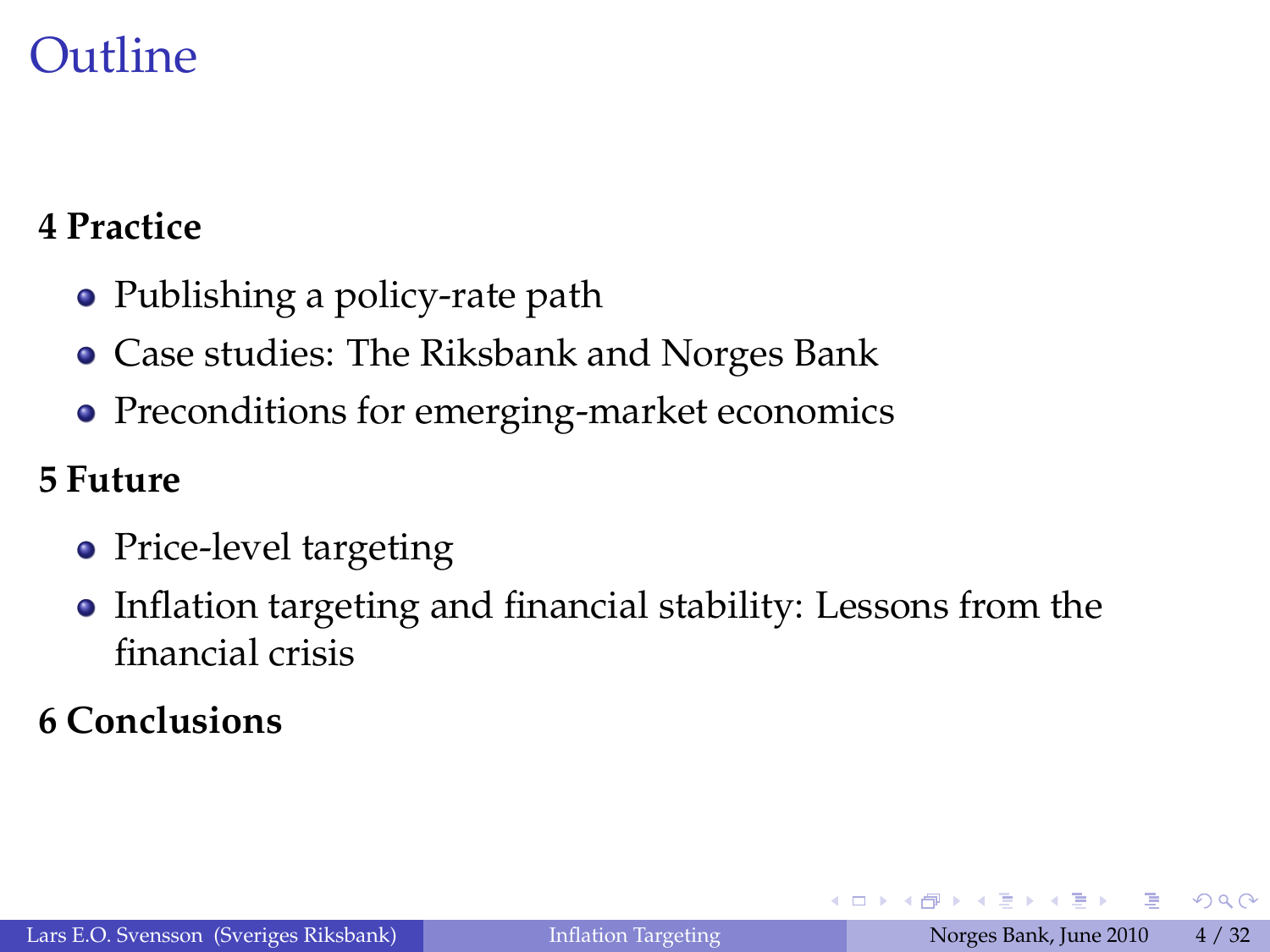# Outline

## 4 Practice

- Publishing a policy-rate path
- Case studies: The Riksbank and Norges Bank
- Preconditions for emerging-market economics

## 5 Future

- Price-level targeting
- Inflation targeting and financial stability: Lessons from the financial crisis

## 6 Conclusions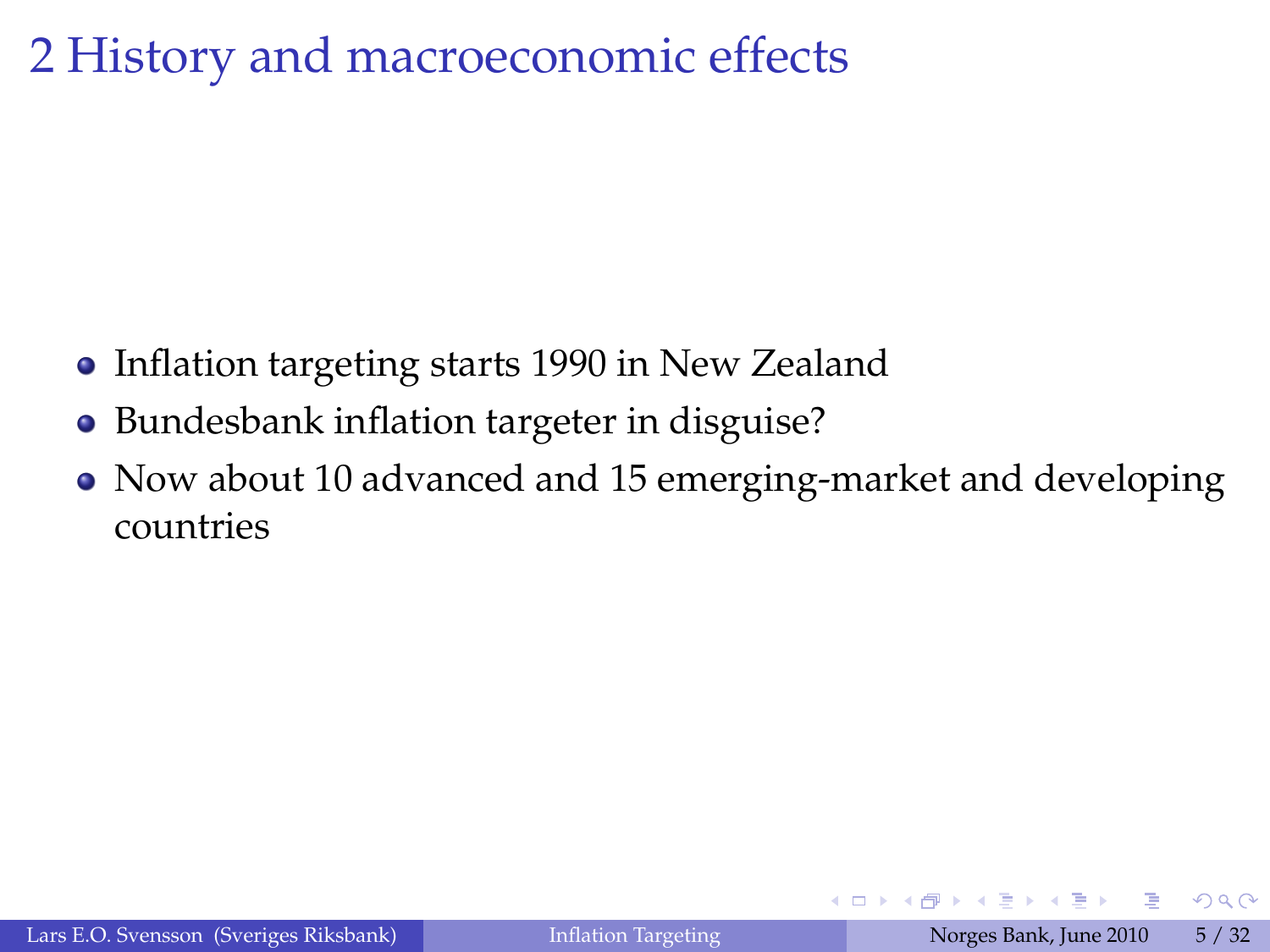# 2 History and macroeconomic effects

- Inflation targeting starts 1990 in New Zealand
- Bundesbank inflation targeter in disguise?
- Now about 10 advanced and 15 emerging-market and developing countries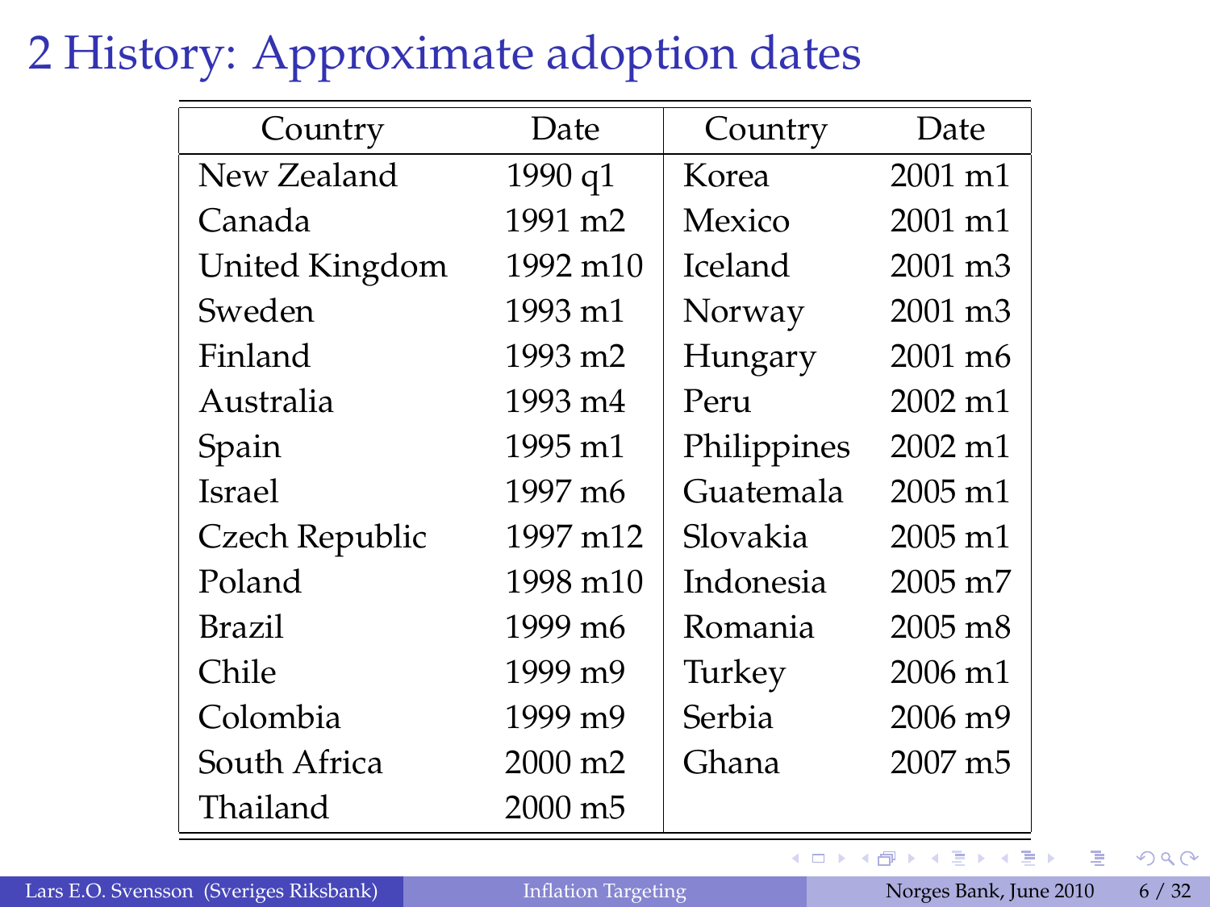# 2 History: Approximate adoption dates

| Country | Date | Country | Date |
|---|---|---|---|
| New Zealand | 1990 q1 | Korea | 2001 m1 |
| Canada | 1991 m2 | Mexico | 2001 m1 |
| United Kingdom | 1992 m10 | Iceland | 2001 m3 |
| Sweden | 1993 m1 | Norway | 2001 m3 |
| Finland | 1993 m2 | Hungary | 2001 m6 |
| Australia | 1993 m4 | Peru | 2002 m1 |
| Spain | 1995 m1 | Philippines | 2002 m1 |
| Israel | 1997 m6 | Guatemala | 2005 m1 |
| Czech Republic | 1997 m12 | Slovakia | 2005 m1 |
| Poland | 1998 m10 | Indonesia | 2005 m7 |
| Brazil | 1999 m6 | Romania | 2005 m8 |
| Chile | 1999 m9 | Turkey | 2006 m1 |
| Colombia | 1999 m9 | Serbia | 2006 m9 |
| South Africa | 2000 m2 | Ghana | 2007 m5 |
| Thailand | 2000 m5 | | |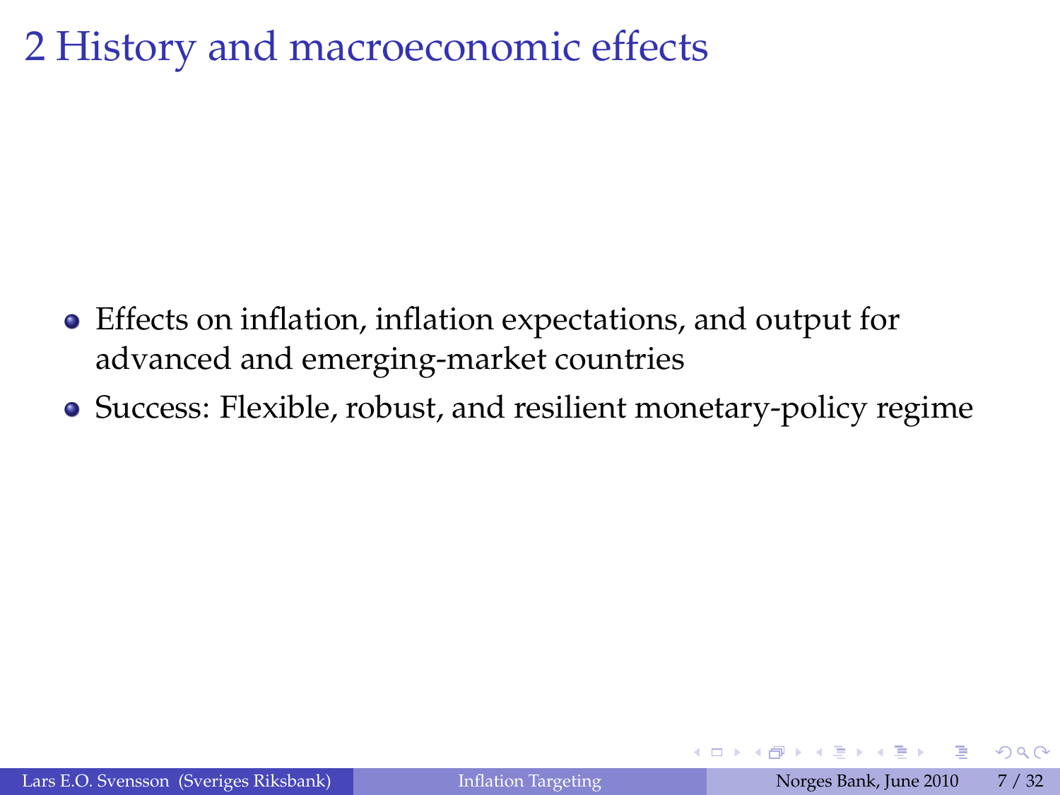# 2 History and macroeconomic effects

- Effects on inflation, inflation expectations, and output for advanced and emerging-market countries
- Success: Flexible, robust, and resilient monetary-policy regime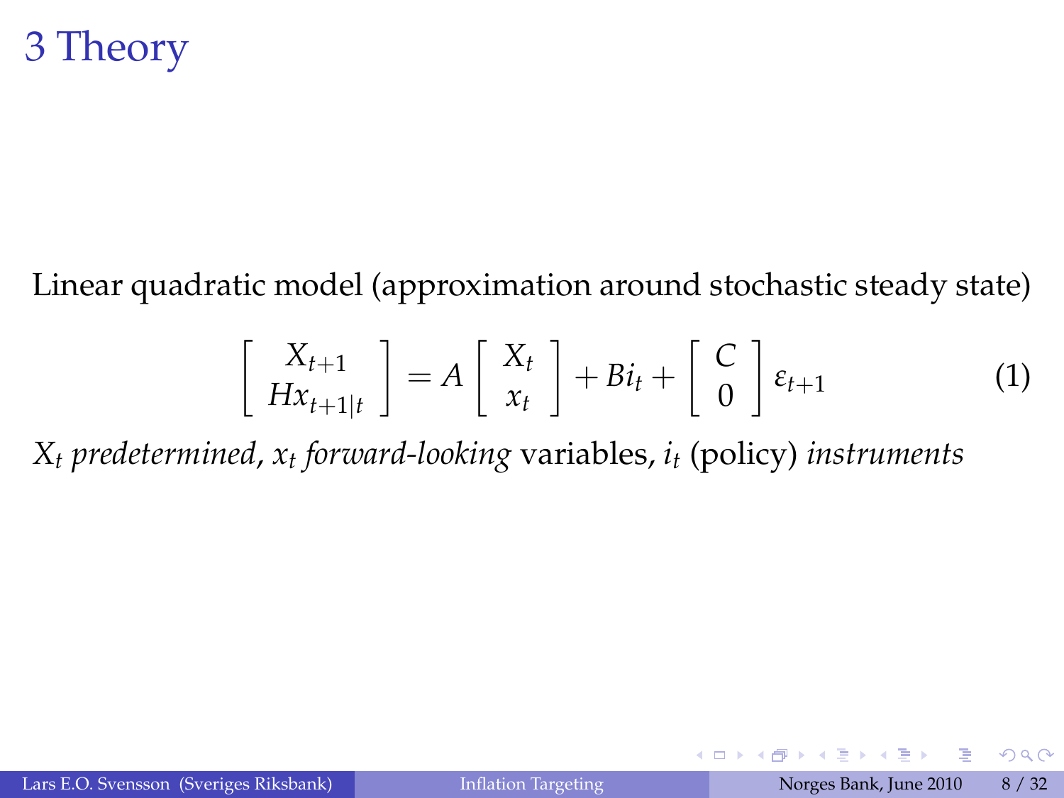# 3 Theory

Linear quadratic model (approximation around stochastic steady state)

$$\begin{bmatrix} X_{t+1} \\ Hx_{t+1|t} \end{bmatrix} = A \begin{bmatrix} X_t \\ x_t \end{bmatrix} + Bi_t + \begin{bmatrix} C \\ 0 \end{bmatrix} \varepsilon_{t+1} \tag{1}$$

$X_t$ *predetermined*, $x_t$ *forward-looking* variables, $i_t$ (policy) *instruments*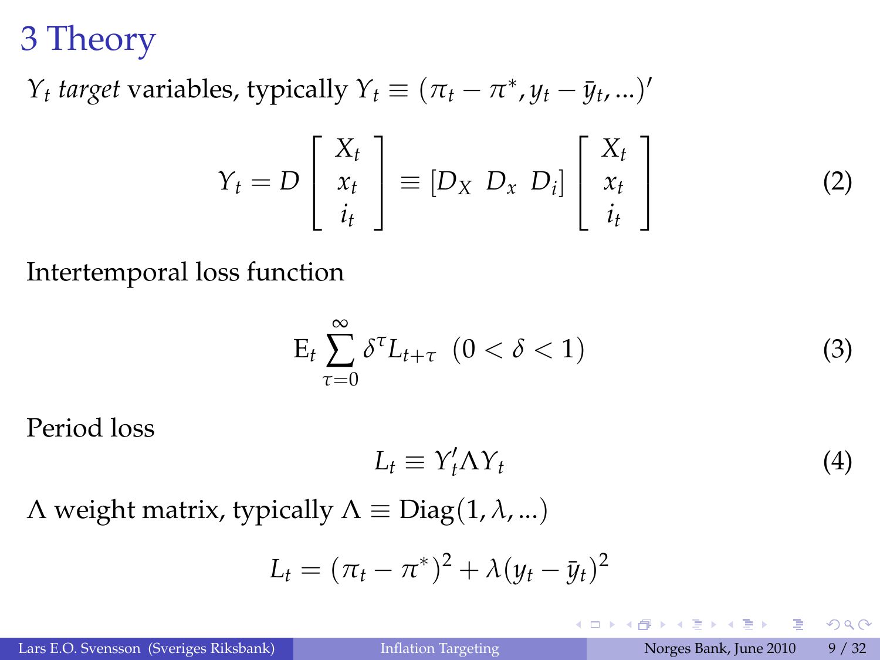# 3 Theory

$Y_t$ *target* variables, typically $Y_t \equiv (\pi_t - \pi^*, y_t - \bar{y}_t, ...)'$

$$Y_t = D \begin{bmatrix} X_t \\ x_t \\ i_t \end{bmatrix} \equiv [D_X \;\; D_x \;\; D_i] \begin{bmatrix} X_t \\ x_t \\ i_t \end{bmatrix} \tag{2}$$

Intertemporal loss function

$$\mathrm{E}_t \sum_{\tau=0}^{\infty} \delta^\tau L_{t+\tau} \;\; (0 < \delta < 1) \tag{3}$$

Period loss

$$L_t \equiv Y_t' \Lambda Y_t \tag{4}$$

$\Lambda$ weight matrix, typically $\Lambda \equiv \mathrm{Diag}(1, \lambda, ...)$

$$L_t = (\pi_t - \pi^*)^2 + \lambda (y_t - \bar{y}_t)^2$$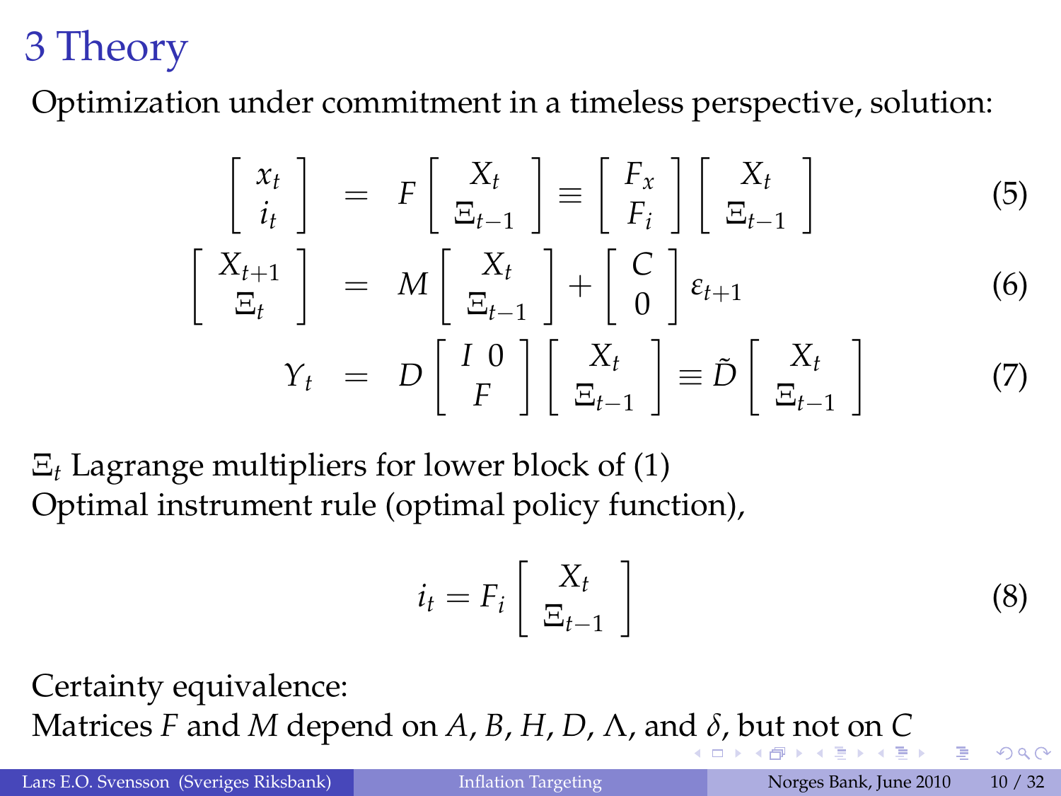# 3 Theory

Optimization under commitment in a timeless perspective, solution:

$$\begin{bmatrix} x_t \\ i_t \end{bmatrix} = F \begin{bmatrix} X_t \\ \Xi_{t-1} \end{bmatrix} \equiv \begin{bmatrix} F_x \\ F_i \end{bmatrix} \begin{bmatrix} X_t \\ \Xi_{t-1} \end{bmatrix} \tag{5}$$

$$\begin{bmatrix} X_{t+1} \\ \Xi_t \end{bmatrix} = M \begin{bmatrix} X_t \\ \Xi_{t-1} \end{bmatrix} + \begin{bmatrix} C \\ 0 \end{bmatrix} \varepsilon_{t+1} \tag{6}$$

$$Y_t = D \begin{bmatrix} I \;\; 0 \\ F \end{bmatrix} \begin{bmatrix} X_t \\ \Xi_{t-1} \end{bmatrix} \equiv \tilde{D} \begin{bmatrix} X_t \\ \Xi_{t-1} \end{bmatrix} \tag{7}$$

$\Xi_t$ Lagrange multipliers for lower block of (1)
Optimal instrument rule (optimal policy function),

$$i_t = F_i \begin{bmatrix} X_t \\ \Xi_{t-1} \end{bmatrix} \tag{8}$$

Certainty equivalence:
Matrices $F$ and $M$ depend on $A$, $B$, $H$, $D$, $\Lambda$, and $\delta$, but not on $C$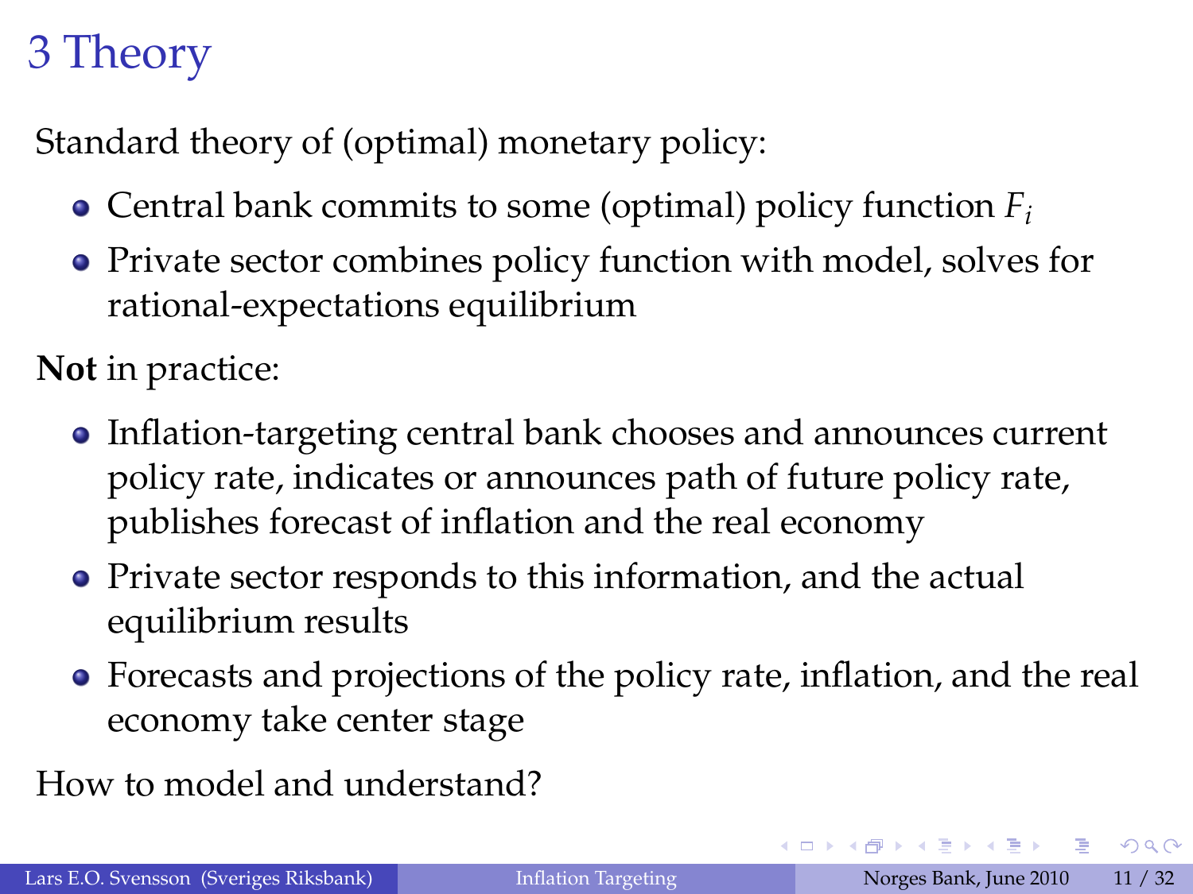# 3 Theory

Standard theory of (optimal) monetary policy:

- Central bank commits to some (optimal) policy function $F_i$
- Private sector combines policy function with model, solves for rational-expectations equilibrium

**Not** in practice:

- Inflation-targeting central bank chooses and announces current policy rate, indicates or announces path of future policy rate, publishes forecast of inflation and the real economy
- Private sector responds to this information, and the actual equilibrium results
- Forecasts and projections of the policy rate, inflation, and the real economy take center stage

How to model and understand?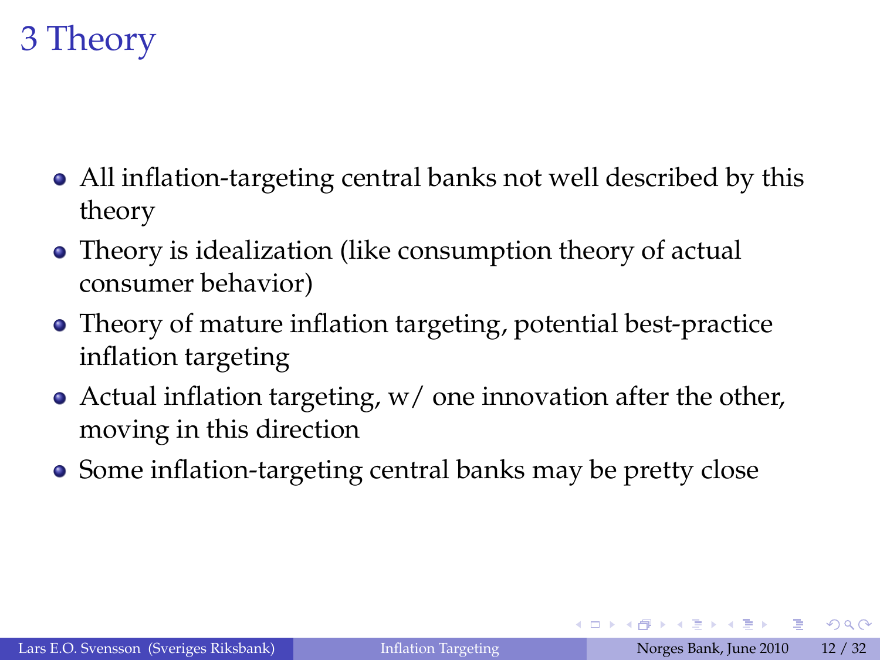# 3 Theory

- All inflation-targeting central banks not well described by this theory
- Theory is idealization (like consumption theory of actual consumer behavior)
- Theory of mature inflation targeting, potential best-practice inflation targeting
- Actual inflation targeting, w/ one innovation after the other, moving in this direction
- Some inflation-targeting central banks may be pretty close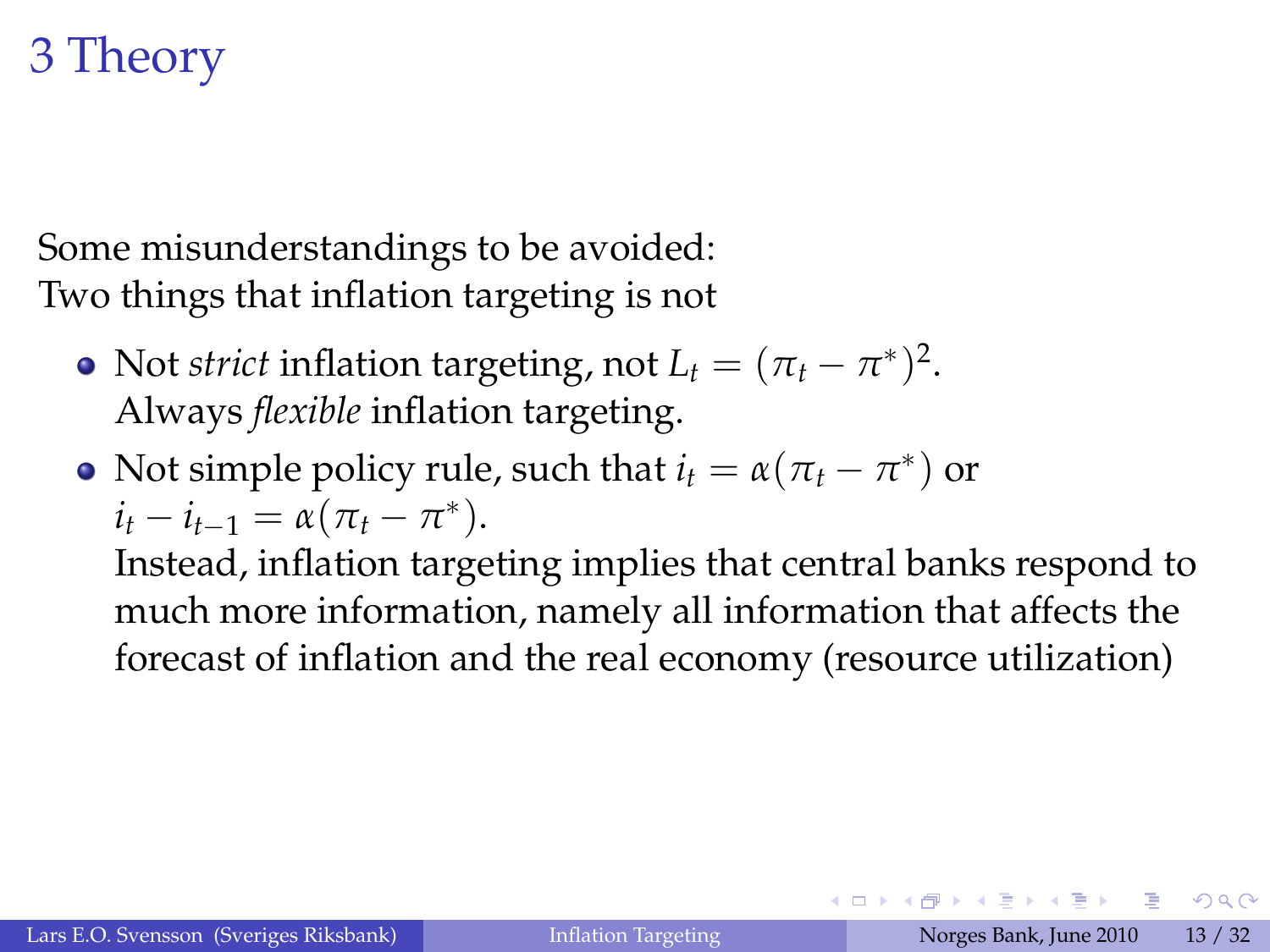# 3 Theory

Some misunderstandings to be avoided:
Two things that inflation targeting is not

- Not *strict* inflation targeting, not $L_t = (\pi_t - \pi^*)^2$.
  Always *flexible* inflation targeting.
- Not simple policy rule, such that $i_t = \alpha(\pi_t - \pi^*)$ or $i_t - i_{t-1} = \alpha(\pi_t - \pi^*)$.
  Instead, inflation targeting implies that central banks respond to much more information, namely all information that affects the forecast of inflation and the real economy (resource utilization)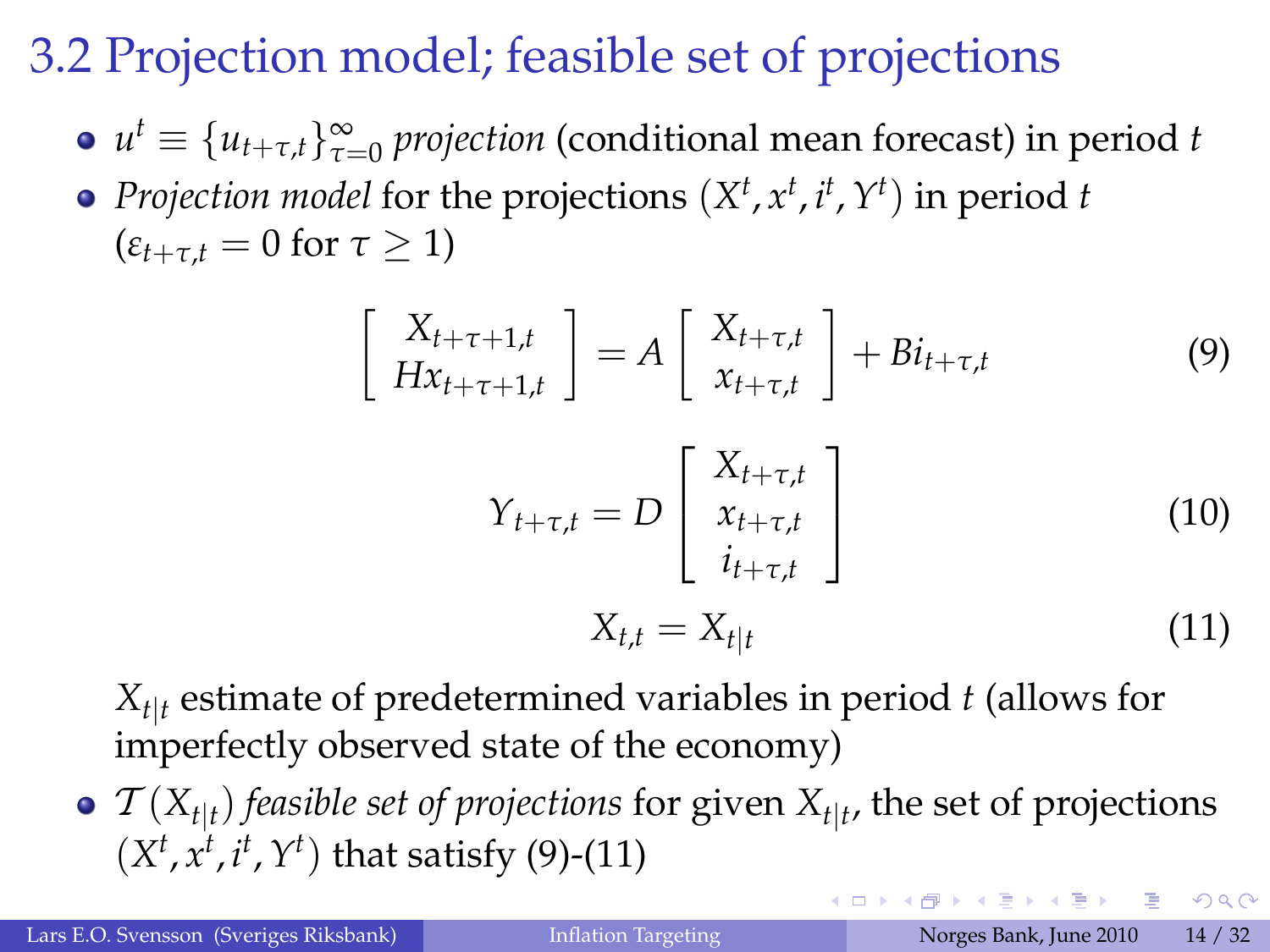## 3.2 Projection model; feasible set of projections

- $u^t \equiv \{u_{t+\tau,t}\}_{\tau=0}^{\infty}$ *projection* (conditional mean forecast) in period $t$
- *Projection model* for the projections $(X^t, x^t, i^t, Y^t)$ in period $t$ ($\varepsilon_{t+\tau,t} = 0$ for $\tau \geq 1$)

$$\begin{bmatrix} X_{t+\tau+1,t} \\ Hx_{t+\tau+1,t} \end{bmatrix} = A \begin{bmatrix} X_{t+\tau,t} \\ x_{t+\tau,t} \end{bmatrix} + Bi_{t+\tau,t} \tag{9}$$

$$Y_{t+\tau,t} = D \begin{bmatrix} X_{t+\tau,t} \\ x_{t+\tau,t} \\ i_{t+\tau,t} \end{bmatrix} \tag{10}$$

$$X_{t,t} = X_{t|t} \tag{11}$$

  $X_{t|t}$ estimate of predetermined variables in period $t$ (allows for imperfectly observed state of the economy)

- $\mathcal{T}(X_{t|t})$ *feasible set of projections* for given $X_{t|t}$, the set of projections $(X^t, x^t, i^t, Y^t)$ that satisfy (9)-(11)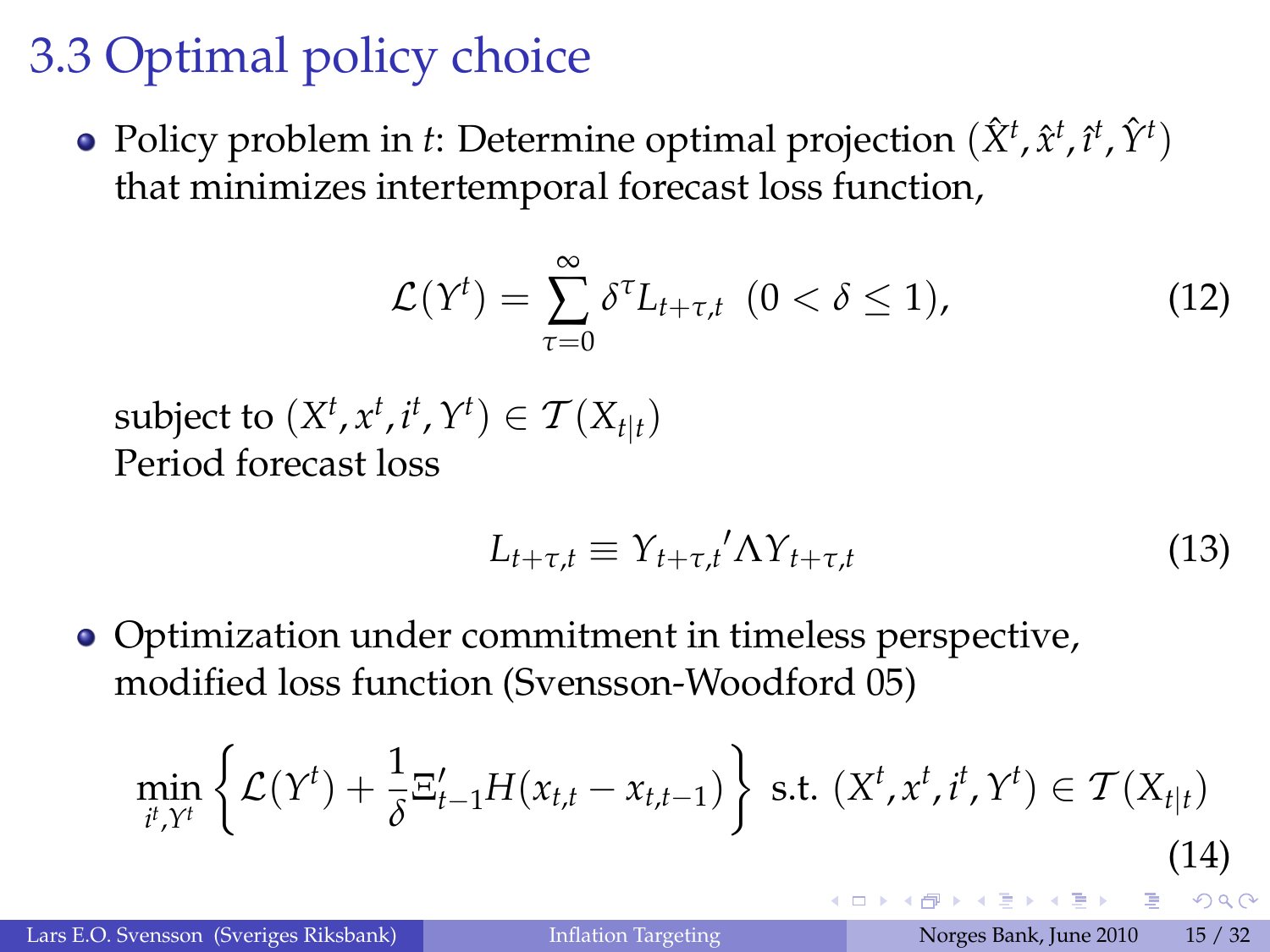# 3.3 Optimal policy choice

- Policy problem in $t$: Determine optimal projection $(\hat{X}^t, \hat{x}^t, \hat{\imath}^t, \hat{Y}^t)$ that minimizes intertemporal forecast loss function,

$$\mathcal{L}(Y^t) = \sum_{\tau=0}^{\infty} \delta^{\tau} L_{t+\tau,t} \quad (0 < \delta \leq 1), \tag{12}$$

  subject to $(X^t, x^t, i^t, Y^t) \in \mathcal{T}(X_{t|t})$
  Period forecast loss

$$L_{t+\tau,t} \equiv Y_{t+\tau,t}{}' \Lambda Y_{t+\tau,t} \tag{13}$$

- Optimization under commitment in timeless perspective, modified loss function (Svensson-Woodford 05)

$$\min_{i^t, Y^t} \left\{ \mathcal{L}(Y^t) + \frac{1}{\delta} \Xi'_{t-1} H(x_{t,t} - x_{t,t-1}) \right\} \text{ s.t. } (X^t, x^t, i^t, Y^t) \in \mathcal{T}(X_{t|t}) \tag{14}$$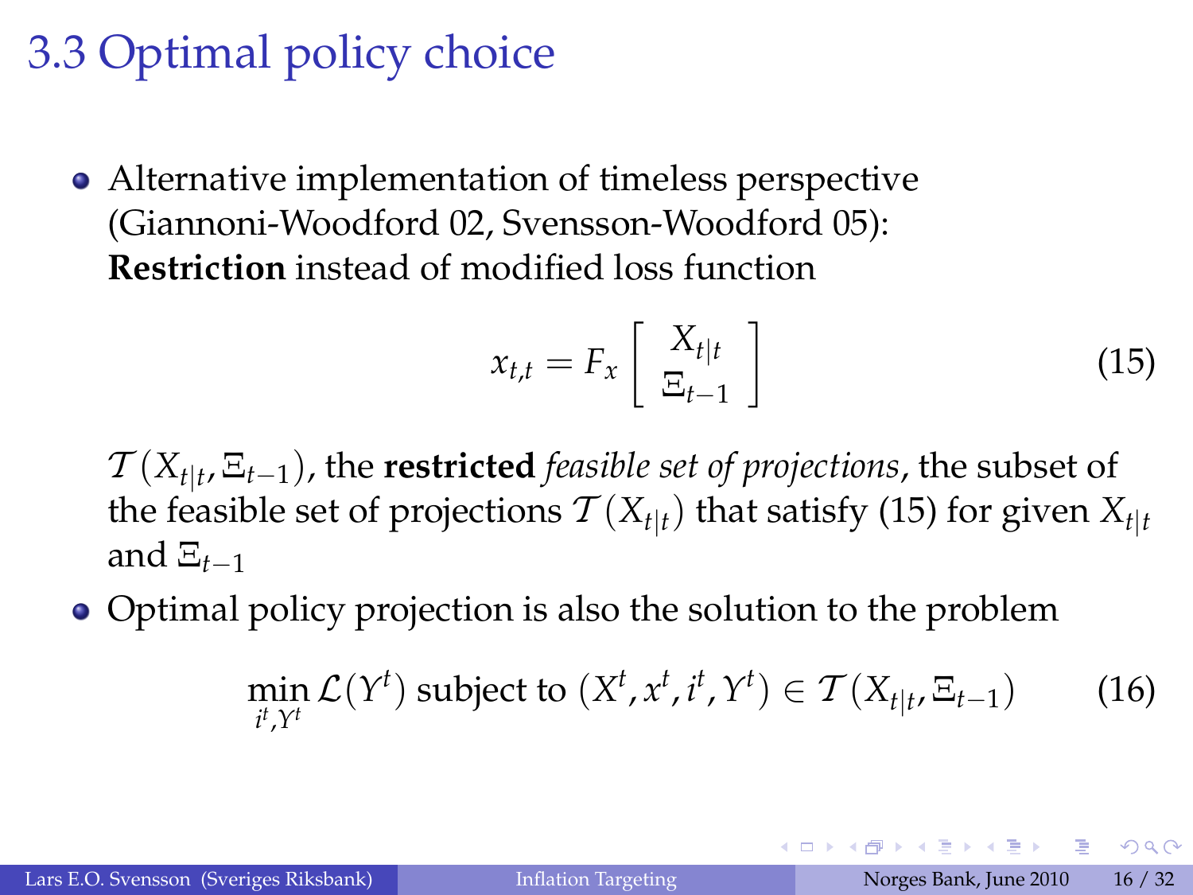# 3.3 Optimal policy choice

- Alternative implementation of timeless perspective (Giannoni-Woodford 02, Svensson-Woodford 05): **Restriction** instead of modified loss function

$$x_{t,t} = F_x \begin{bmatrix} X_{t|t} \\ \Xi_{t-1} \end{bmatrix} \tag{15}$$

$\mathcal{T}(X_{t|t}, \Xi_{t-1})$, the **restricted** *feasible set of projections*, the subset of the feasible set of projections $\mathcal{T}(X_{t|t})$ that satisfy (15) for given $X_{t|t}$ and $\Xi_{t-1}$

- Optimal policy projection is also the solution to the problem

$$\min_{i^t, Y^t} \mathcal{L}(Y^t) \text{ subject to } (X^t, x^t, i^t, Y^t) \in \mathcal{T}(X_{t|t}, \Xi_{t-1}) \tag{16}$$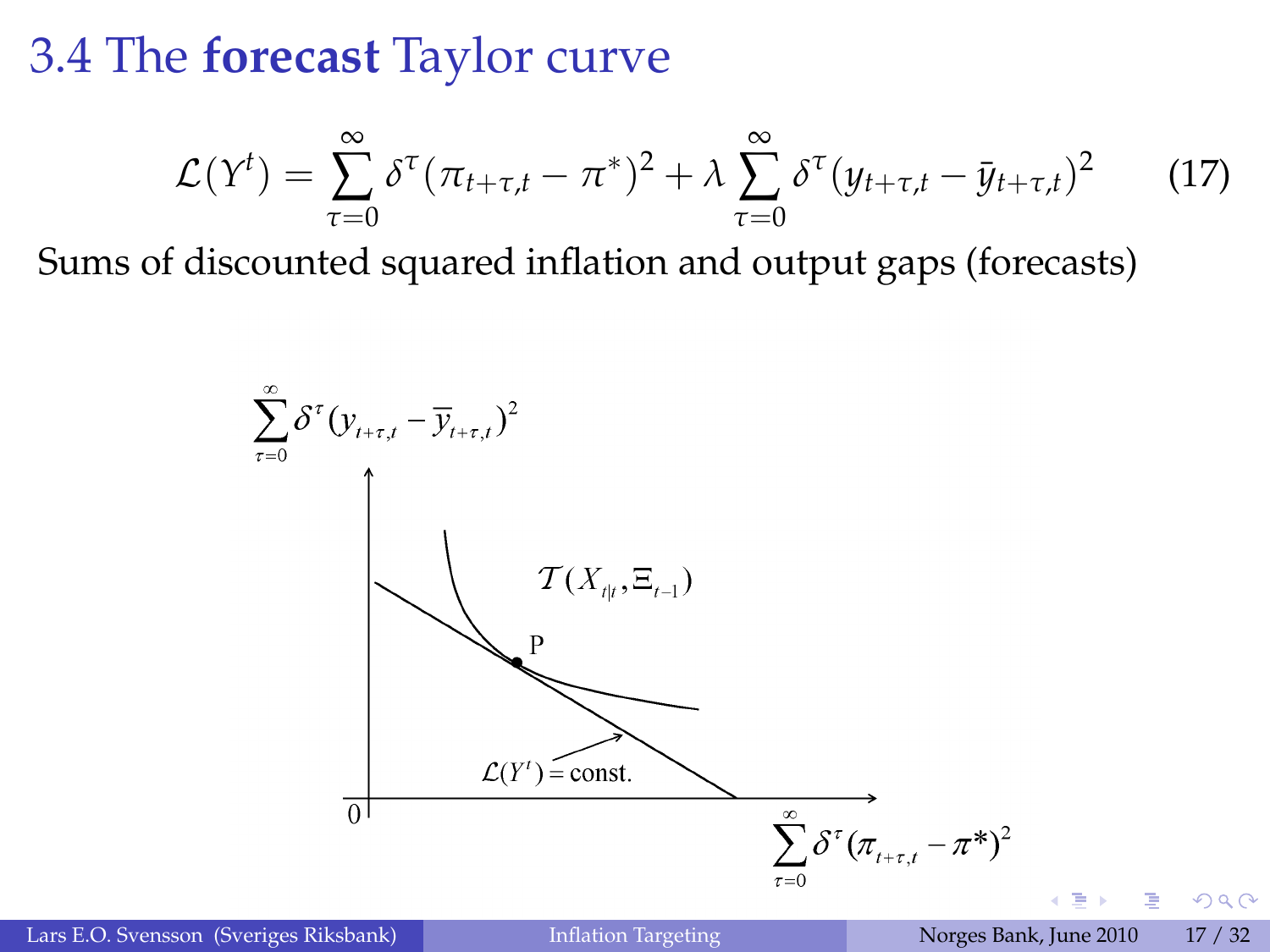# 3.4 The **forecast** Taylor curve

$$\mathcal{L}(Y^t) = \sum_{\tau=0}^{\infty} \delta^\tau (\pi_{t+\tau,t} - \pi^*)^2 + \lambda \sum_{\tau=0}^{\infty} \delta^\tau (y_{t+\tau,t} - \bar{y}_{t+\tau,t})^2 \qquad (17)$$

Sums of discounted squared inflation and output gaps (forecasts)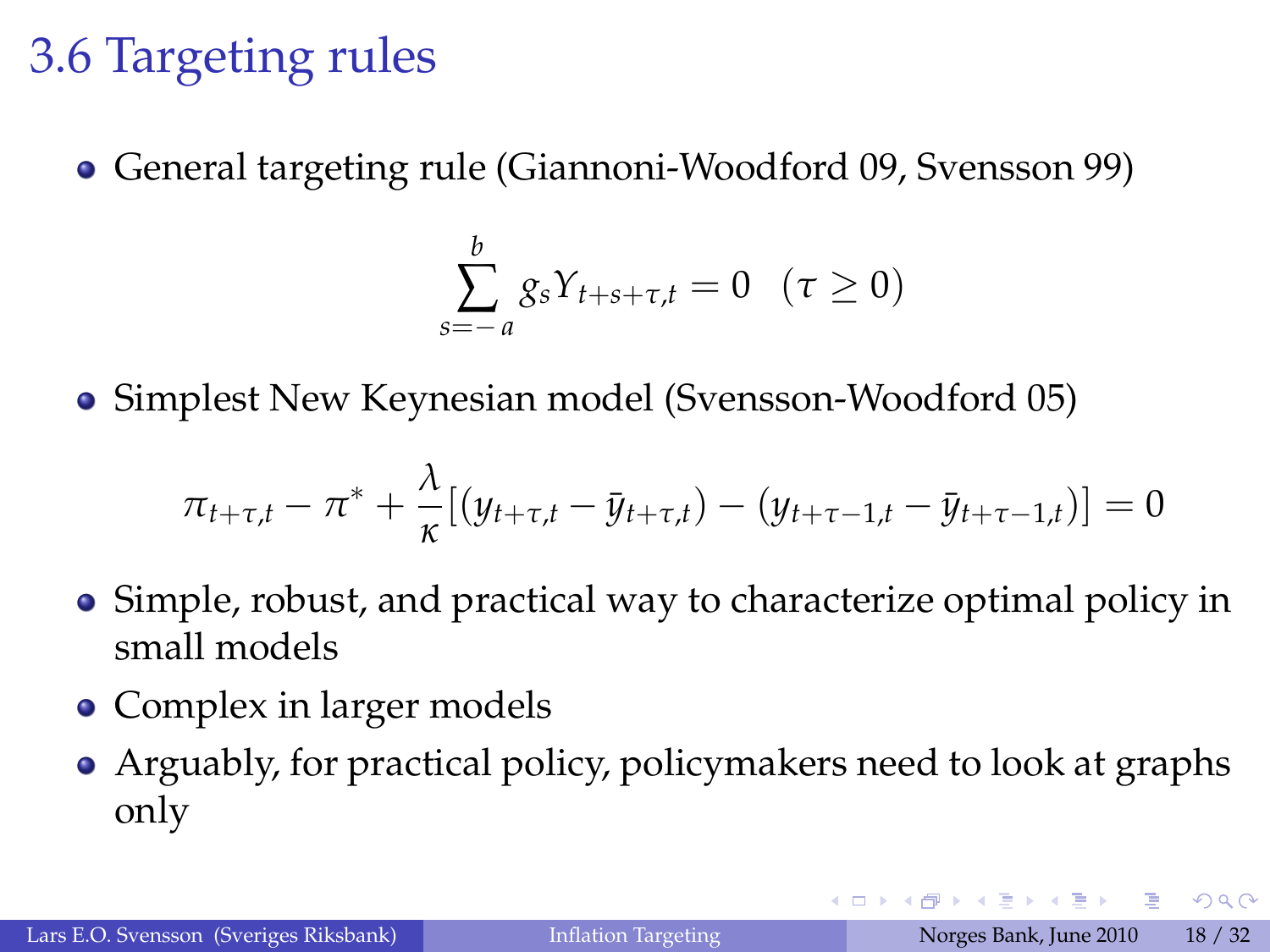## 3.6 Targeting rules

- General targeting rule (Giannoni-Woodford 09, Svensson 99)

$$\sum_{s=-a}^{b} g_s Y_{t+s+\tau,t} = 0 \quad (\tau \geq 0)$$

- Simplest New Keynesian model (Svensson-Woodford 05)

$$\pi_{t+\tau,t} - \pi^* + \frac{\lambda}{\kappa}[(y_{t+\tau,t} - \bar{y}_{t+\tau,t}) - (y_{t+\tau-1,t} - \bar{y}_{t+\tau-1,t})] = 0$$

- Simple, robust, and practical way to characterize optimal policy in small models
- Complex in larger models
- Arguably, for practical policy, policymakers need to look at graphs only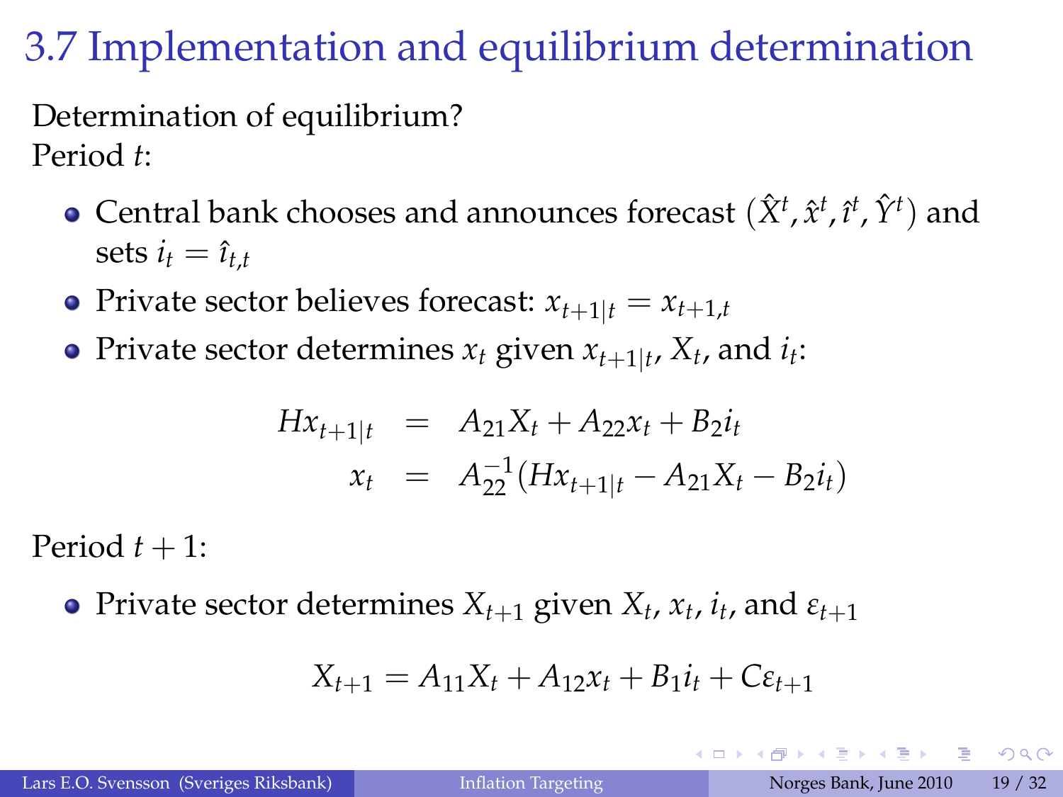# 3.7 Implementation and equilibrium determination

Determination of equilibrium?
Period $t$:

- Central bank chooses and announces forecast $(\hat{X}^t, \hat{x}^t, \hat{\imath}^t, \hat{Y}^t)$ and sets $i_t = \hat{\imath}_{t,t}$
- Private sector believes forecast: $x_{t+1|t} = x_{t+1,t}$
- Private sector determines $x_t$ given $x_{t+1|t}$, $X_t$, and $i_t$:

$$
\begin{aligned}
Hx_{t+1|t} &= A_{21}X_t + A_{22}x_t + B_2 i_t \\
x_t &= A_{22}^{-1}(Hx_{t+1|t} - A_{21}X_t - B_2 i_t)
\end{aligned}
$$

Period $t+1$:

- Private sector determines $X_{t+1}$ given $X_t$, $x_t$, $i_t$, and $\varepsilon_{t+1}$

$$
X_{t+1} = A_{11}X_t + A_{12}x_t + B_1 i_t + C\varepsilon_{t+1}
$$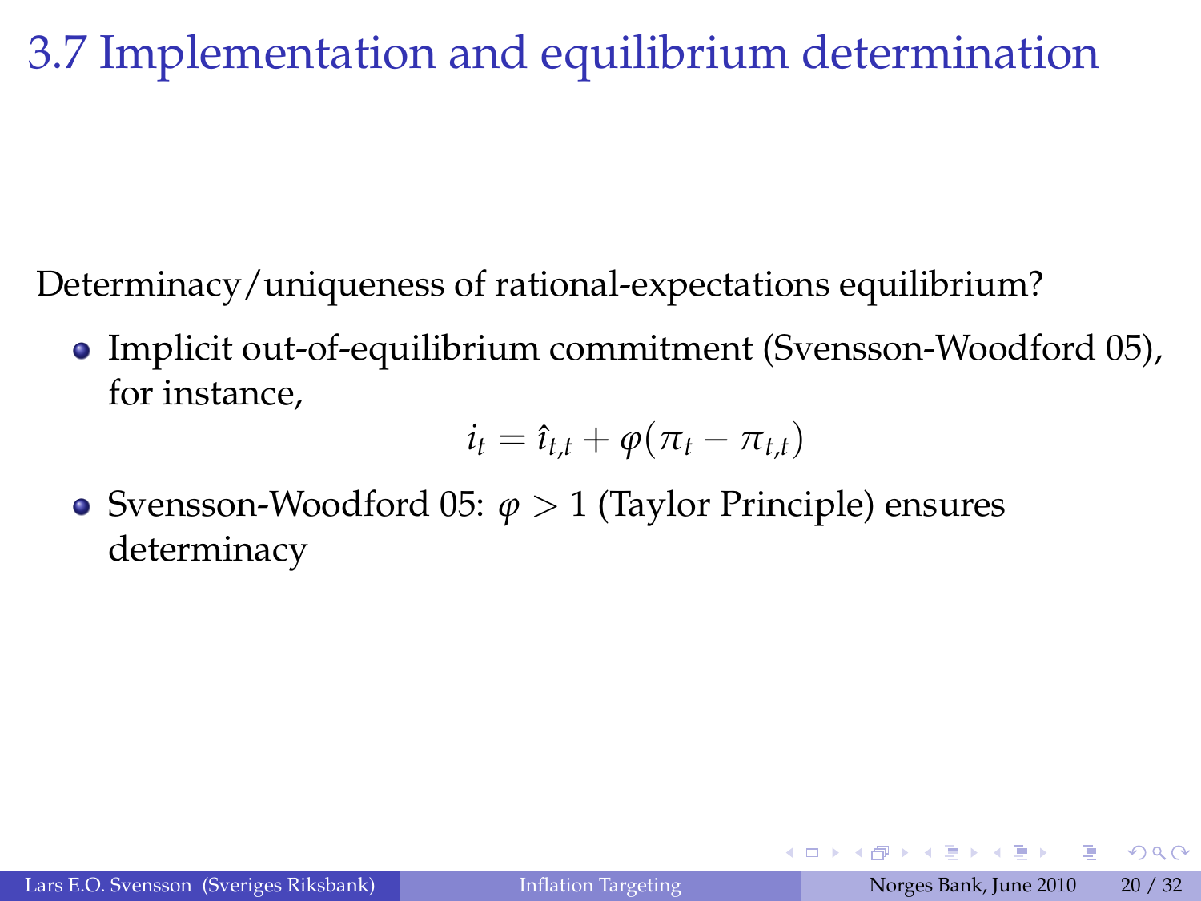# 3.7 Implementation and equilibrium determination

Determinacy/uniqueness of rational-expectations equilibrium?

- Implicit out-of-equilibrium commitment (Svensson-Woodford 05), for instance,

$$i_t = \hat{\imath}_{t,t} + \varphi(\pi_t - \pi_{t,t})$$

- Svensson-Woodford 05: $\varphi > 1$ (Taylor Principle) ensures determinacy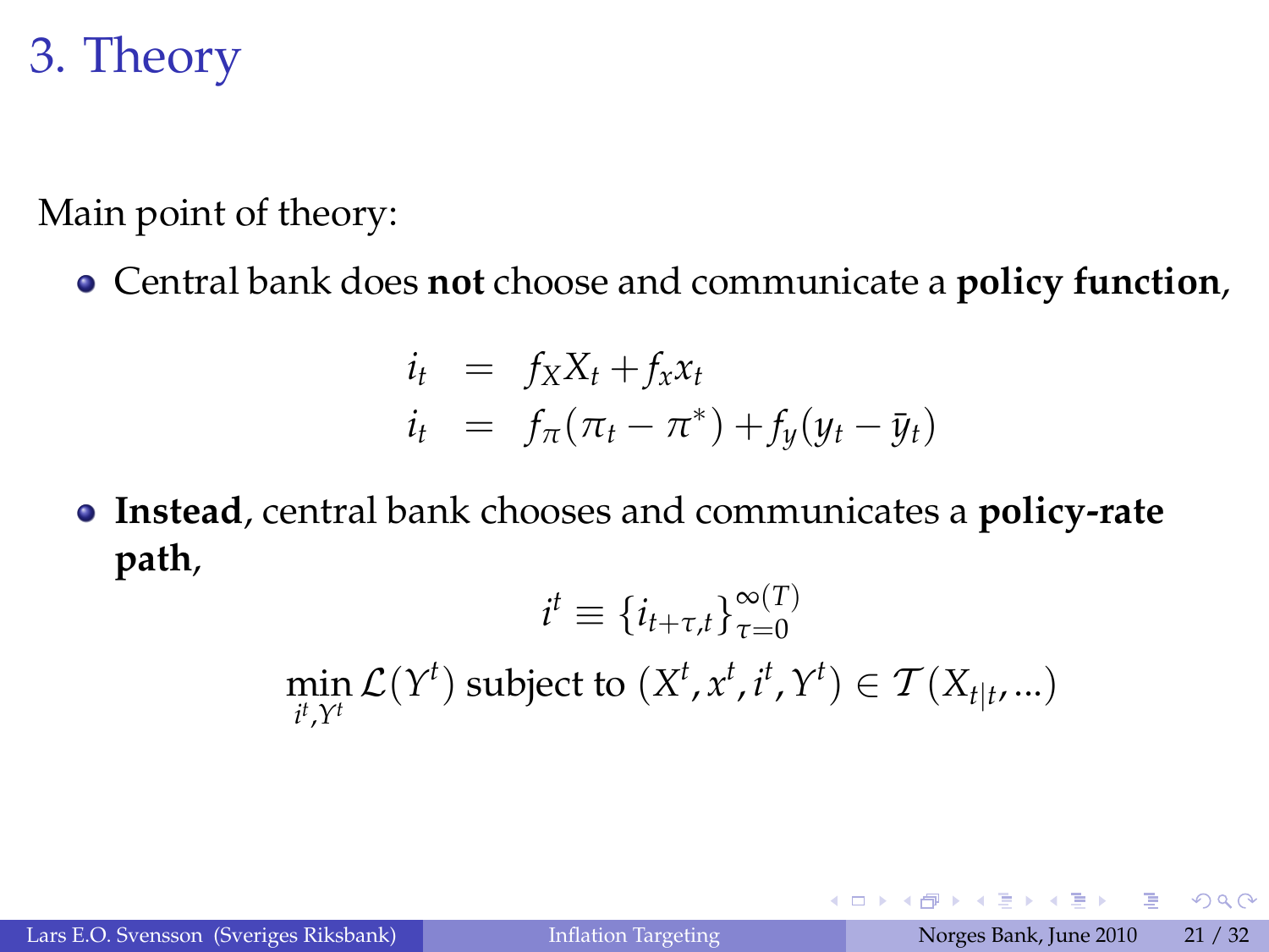# 3. Theory

Main point of theory:

- Central bank does **not** choose and communicate a **policy function**,

$$
\begin{aligned}
i_t &= f_X X_t + f_x x_t \\
i_t &= f_\pi(\pi_t - \pi^*) + f_y(y_t - \bar{y}_t)
\end{aligned}
$$

- **Instead**, central bank chooses and communicates a **policy-rate path**,

$$i^t \equiv \{i_{t+\tau,t}\}_{\tau=0}^{\infty(T)}$$

$$\min_{i^t, Y^t} \mathcal{L}(Y^t) \text{ subject to } (X^t, x^t, i^t, Y^t) \in \mathcal{T}(X_{t|t}, ...)$$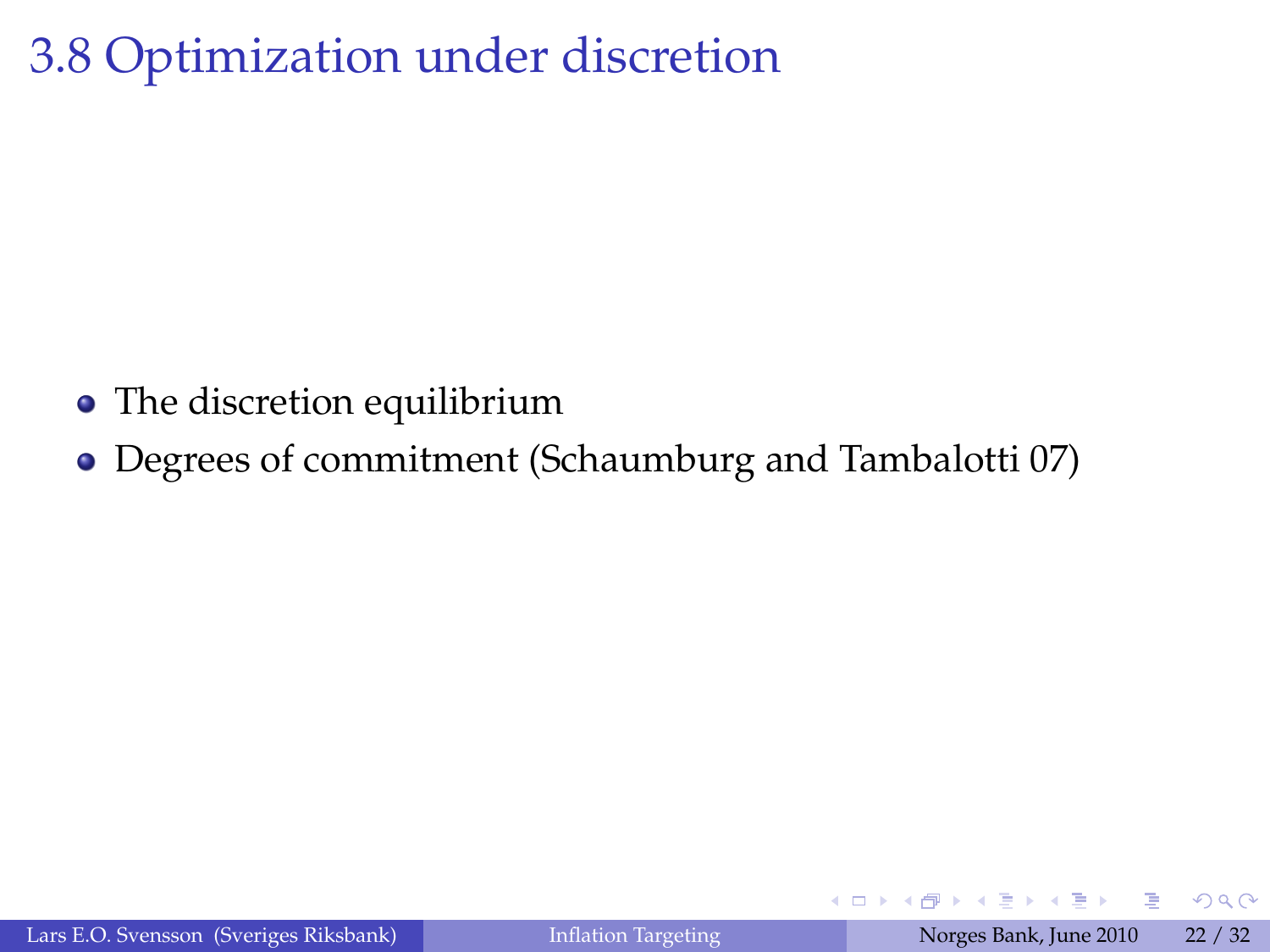# 3.8 Optimization under discretion

- The discretion equilibrium
- Degrees of commitment (Schaumburg and Tambalotti 07)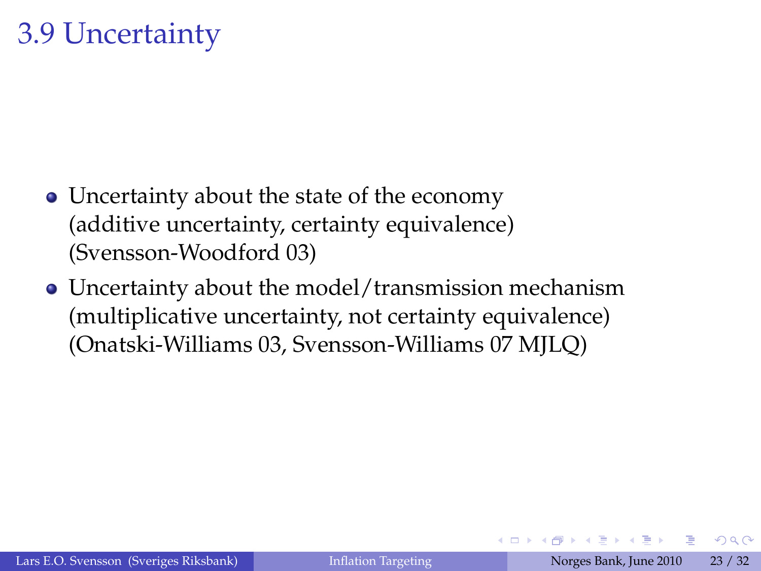# 3.9 Uncertainty

- Uncertainty about the state of the economy (additive uncertainty, certainty equivalence) (Svensson-Woodford 03)
- Uncertainty about the model/transmission mechanism (multiplicative uncertainty, not certainty equivalence) (Onatski-Williams 03, Svensson-Williams 07 MJLQ)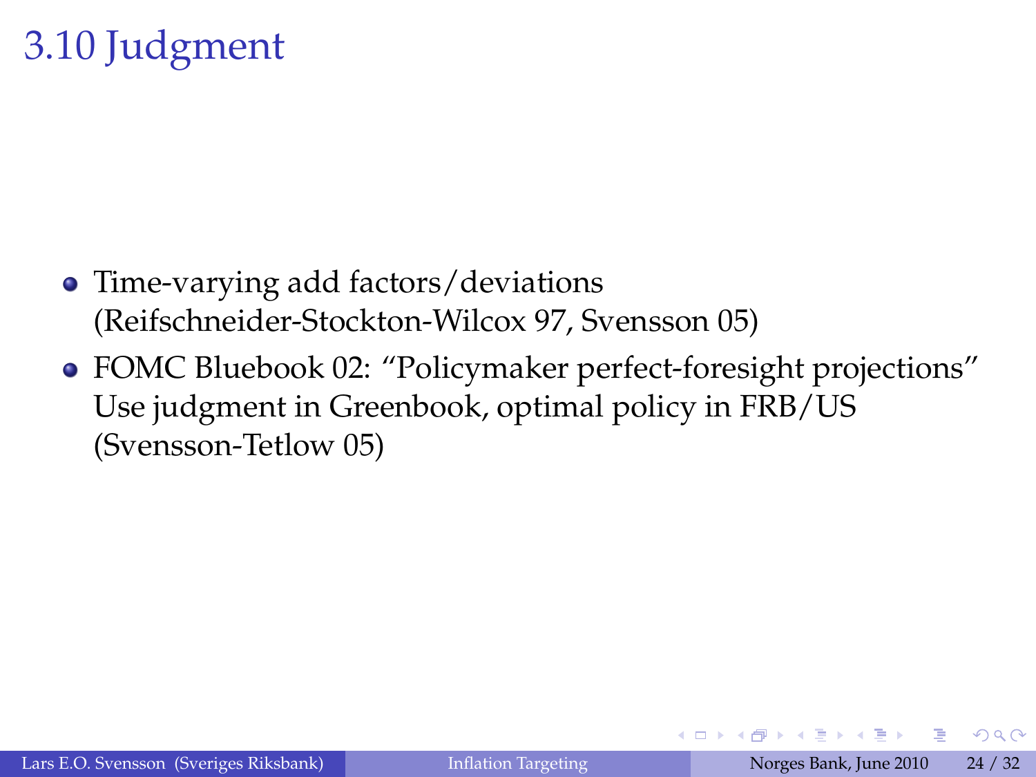# 3.10 Judgment

- Time-varying add factors/deviations (Reifschneider-Stockton-Wilcox 97, Svensson 05)
- FOMC Bluebook 02: "Policymaker perfect-foresight projections" Use judgment in Greenbook, optimal policy in FRB/US (Svensson-Tetlow 05)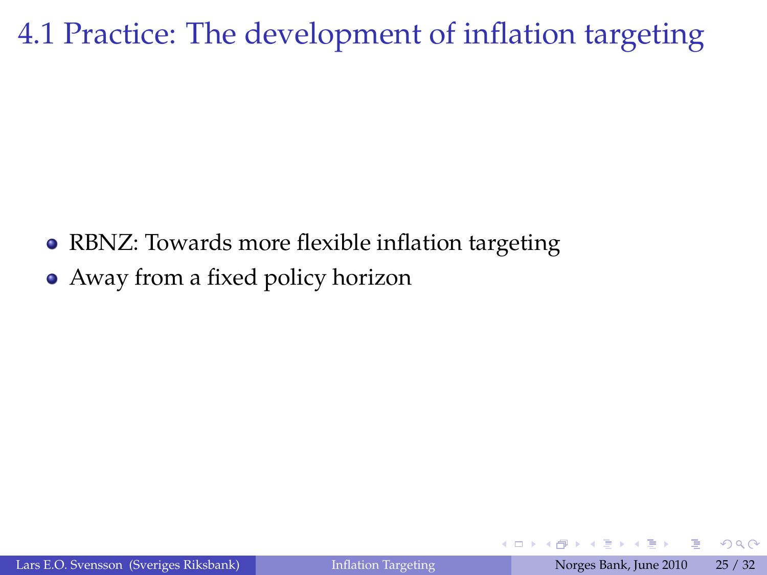# 4.1 Practice: The development of inflation targeting

- RBNZ: Towards more flexible inflation targeting
- Away from a fixed policy horizon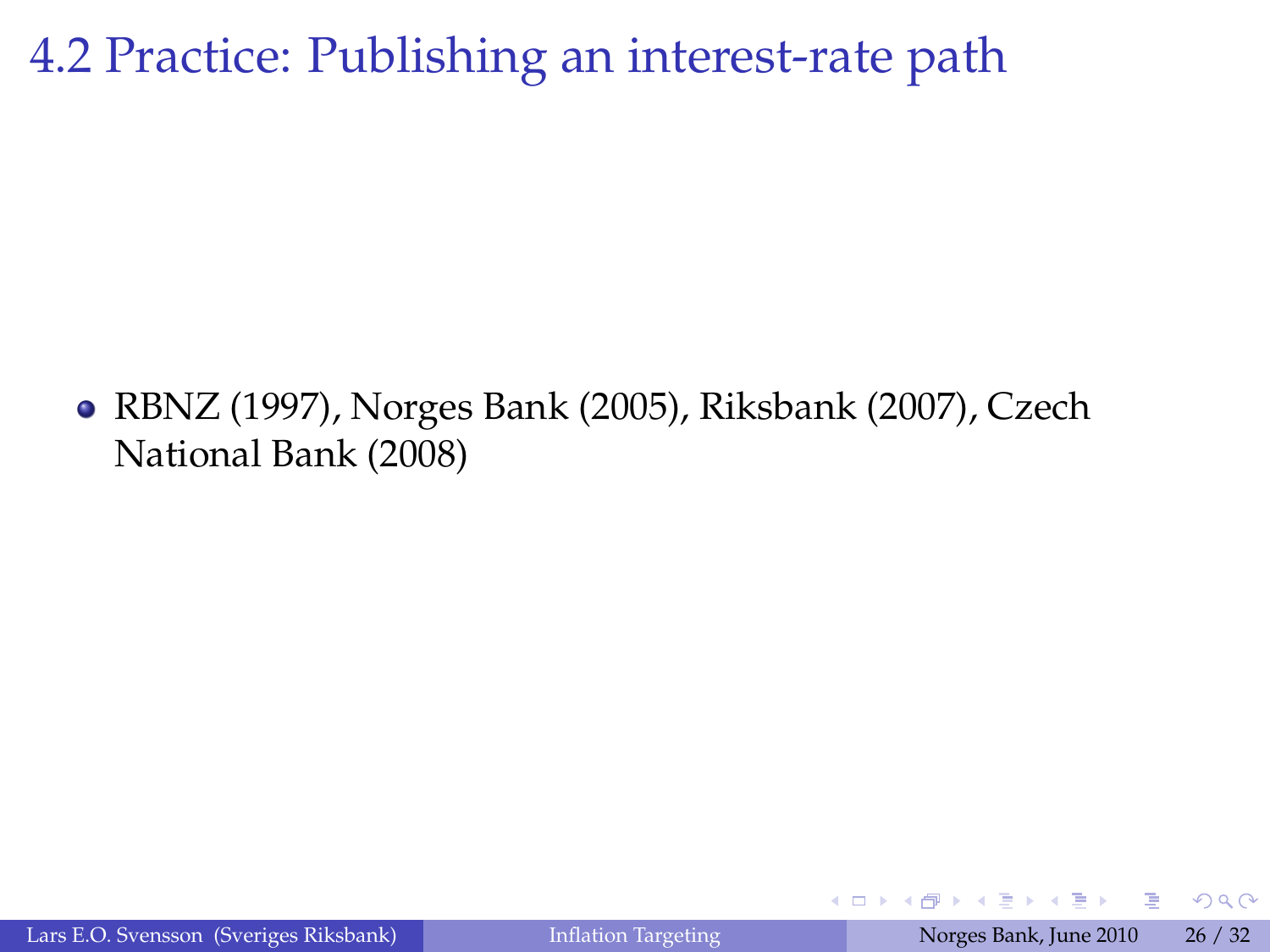# 4.2 Practice: Publishing an interest-rate path

- RBNZ (1997), Norges Bank (2005), Riksbank (2007), Czech National Bank (2008)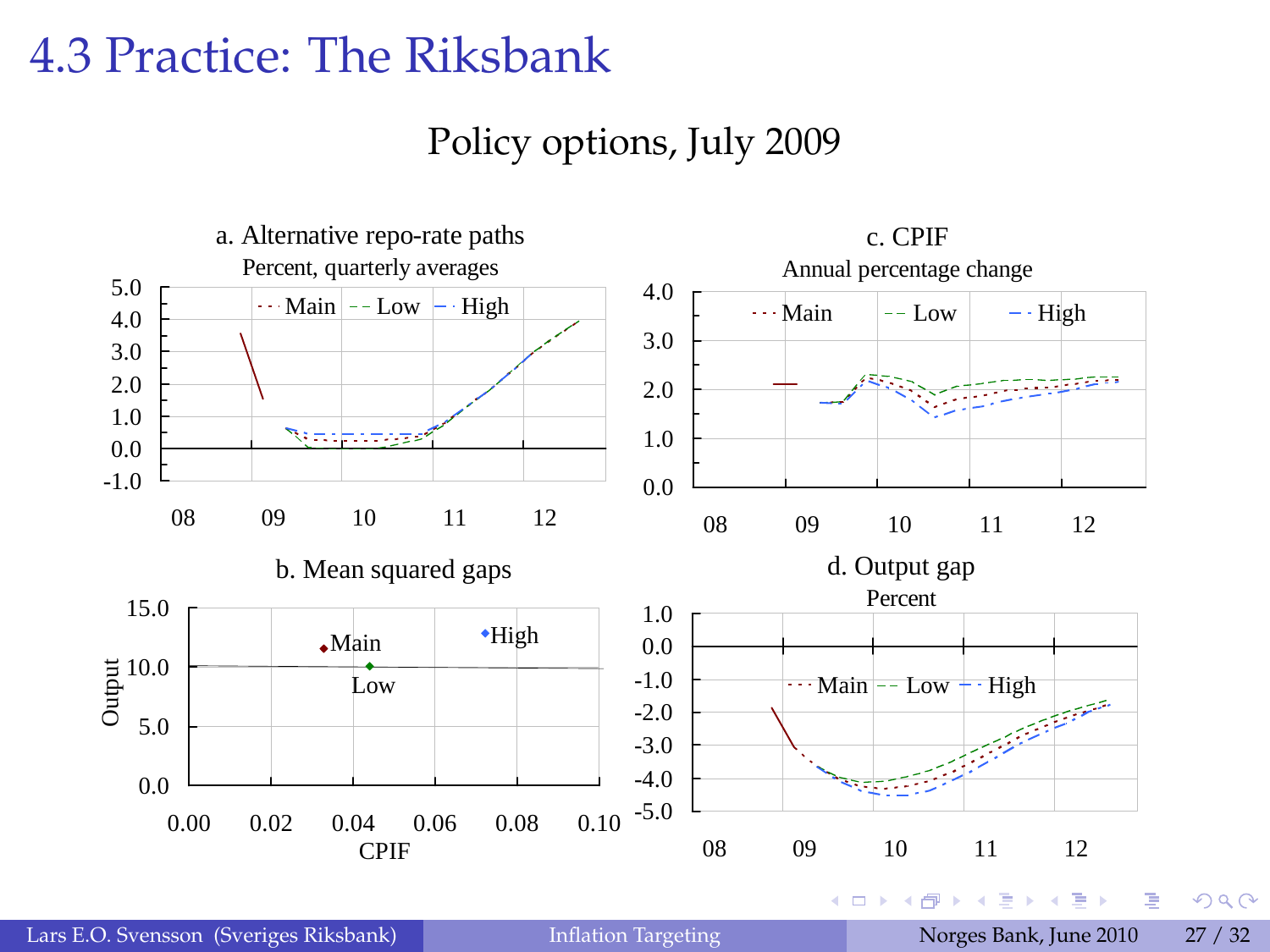# 4.3 Practice: The Riksbank

Policy options, July 2009

a. Alternative repo-rate paths
Percent, quarterly averages

Main · Low · High

5.0, 4.0, 3.0, 2.0, 1.0, 0.0, -1.0

08, 09, 10, 11, 12

b. Mean squared gaps

Output: 15.0, 10.0, 5.0, 0.0

Main, High, Low

CPIF: 0.00, 0.02, 0.04, 0.06, 0.08, 0.10

c. CPIF
Annual percentage change

Main · Low · High

4.0, 3.0, 2.0, 1.0, 0.0

08, 09, 10, 11, 12

d. Output gap
Percent

Main · Low · High

1.0, 0.0, -1.0, -2.0, -3.0, -4.0, -5.0

08, 09, 10, 11, 12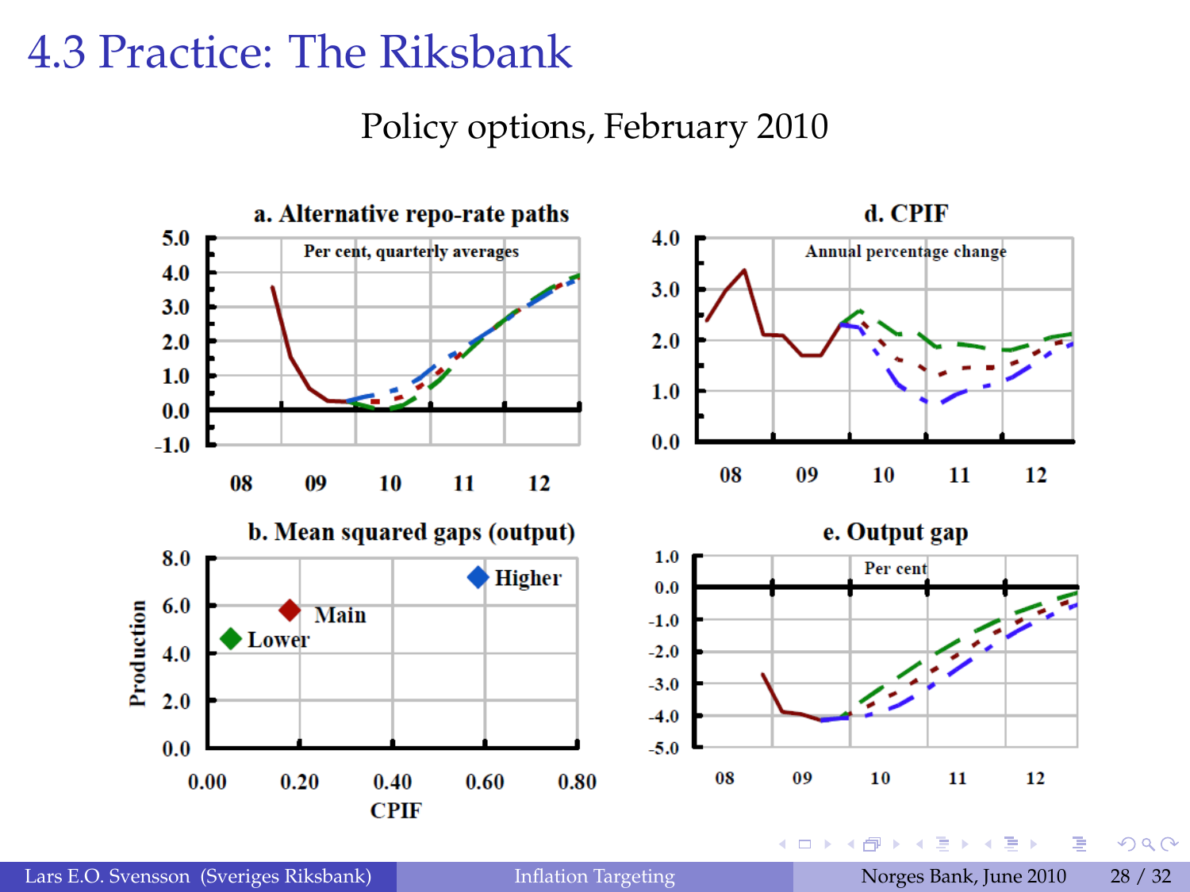# 4.3 Practice: The Riksbank

Policy options, February 2010

**a. Alternative repo-rate paths**

Per cent, quarterly averages

**d. CPIF**

Annual percentage change

**b. Mean squared gaps (output)**

Higher

Main

Lower

Production

CPIF

**e. Output gap**

Per cent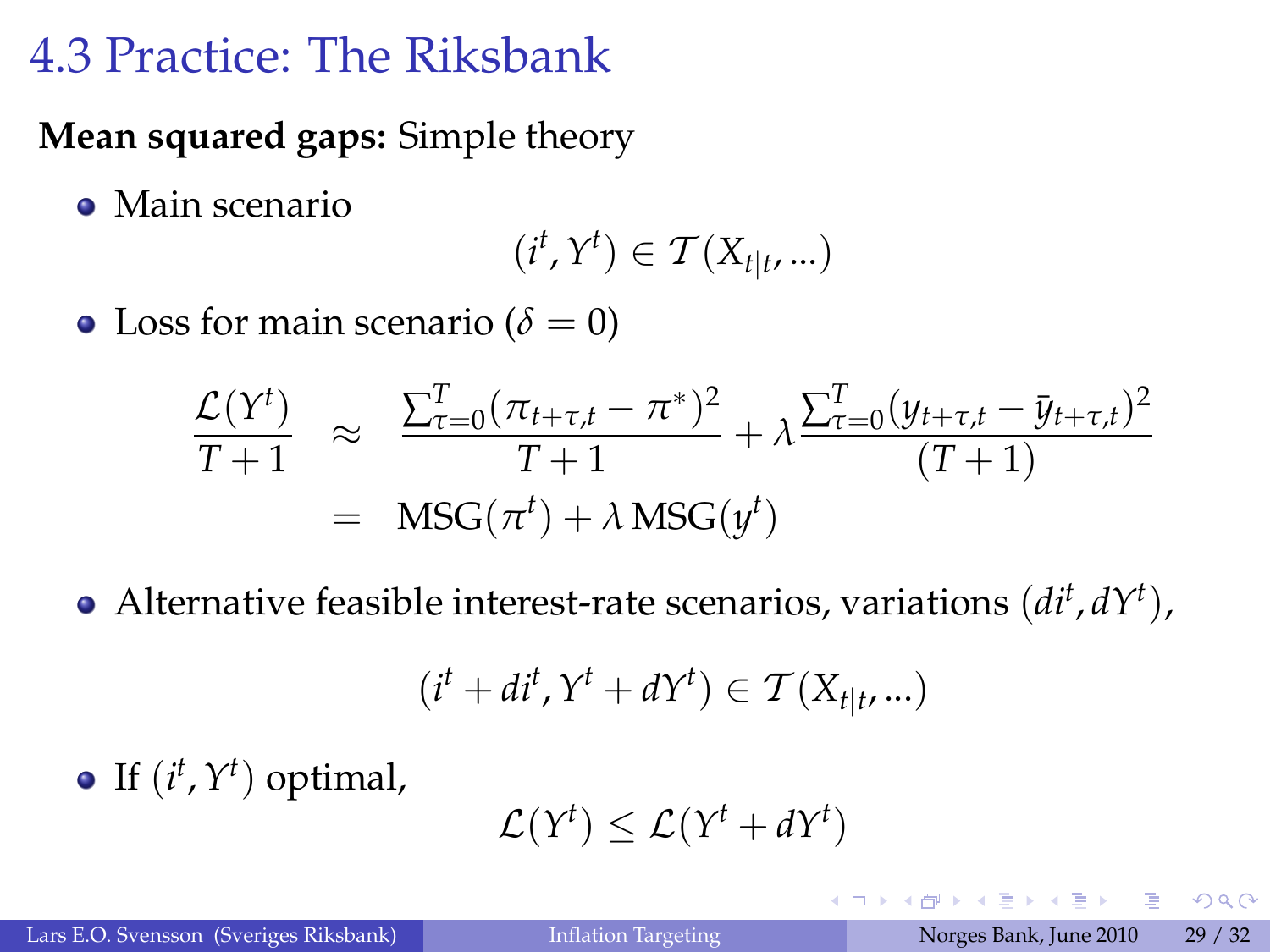# 4.3 Practice: The Riksbank

**Mean squared gaps:** Simple theory

- Main scenario

$$(i^t, Y^t) \in \mathcal{T}(X_{t|t}, ...)$$

- Loss for main scenario ($\delta = 0$)

$$\begin{aligned}
\frac{\mathcal{L}(Y^t)}{T+1} &\approx \frac{\sum_{\tau=0}^{T}(\pi_{t+\tau,t} - \pi^*)^2}{T+1} + \lambda \frac{\sum_{\tau=0}^{T}(y_{t+\tau,t} - \bar{y}_{t+\tau,t})^2}{(T+1)} \\
&= \text{MSG}(\pi^t) + \lambda\, \text{MSG}(y^t)
\end{aligned}$$

- Alternative feasible interest-rate scenarios, variations $(di^t, dY^t)$,

$$(i^t + di^t, Y^t + dY^t) \in \mathcal{T}(X_{t|t}, ...)$$

- If $(i^t, Y^t)$ optimal,

$$\mathcal{L}(Y^t) \leq \mathcal{L}(Y^t + dY^t)$$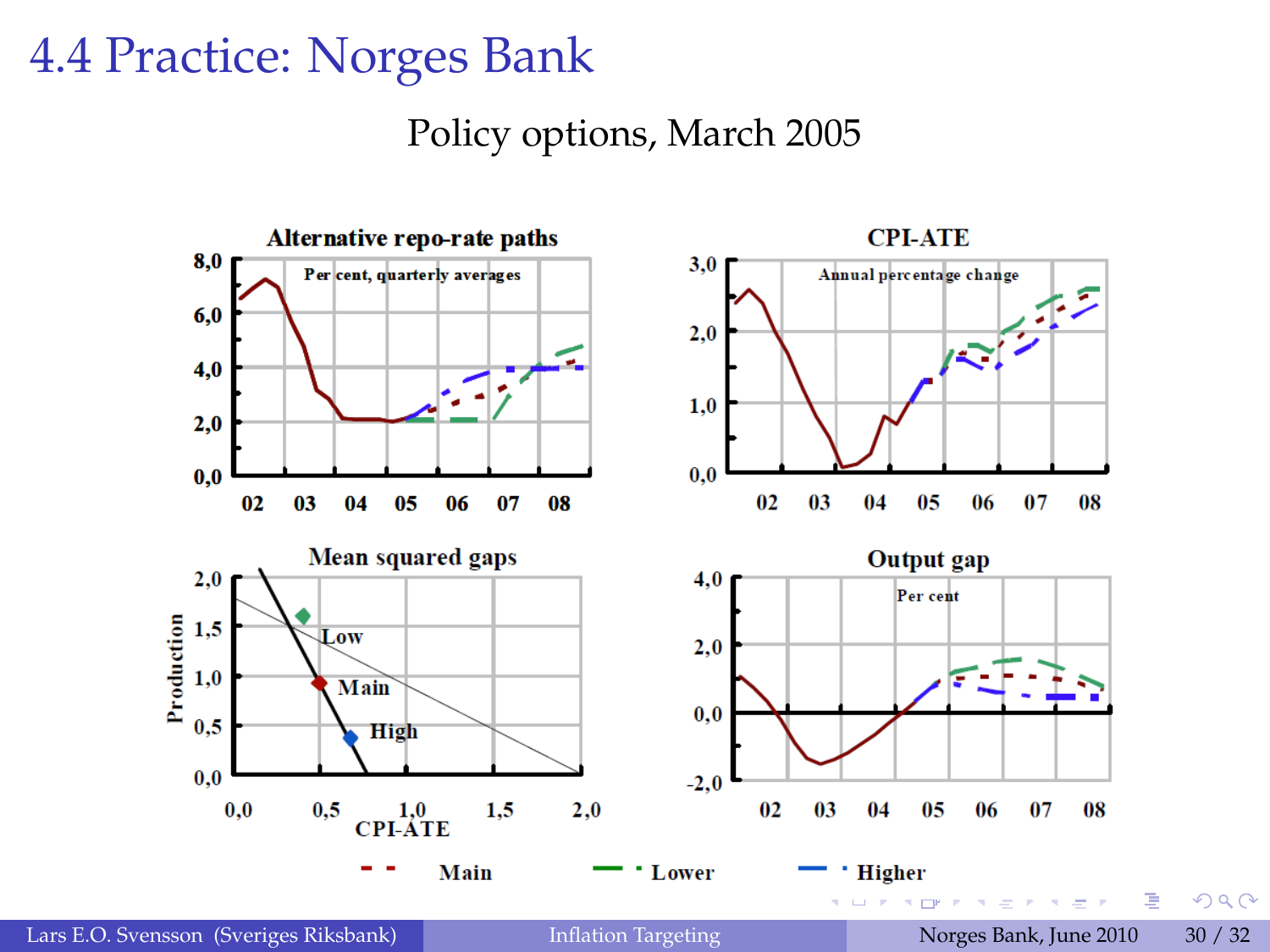# 4.4 Practice: Norges Bank

Policy options, March 2005

**Alternative repo-rate paths**

Per cent, quarterly averages

**CPI-ATE**

Annual percentage change

**Mean squared gaps**

Production

CPI-ATE

Low

Main

High

**Output gap**

Per cent

Main — Lower — Higher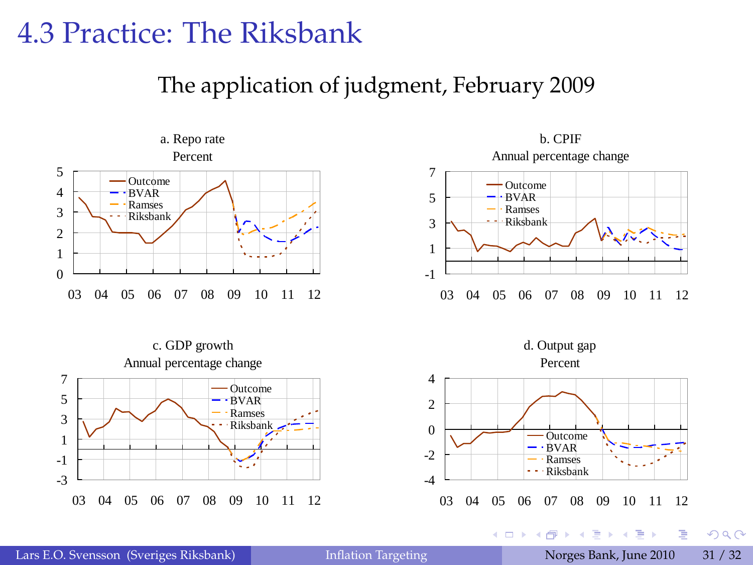# 4.3 Practice: The Riksbank

## The application of judgment, February 2009

a. Repo rate
Percent

b. CPIF
Annual percentage change

c. GDP growth
Annual percentage change

d. Output gap
Percent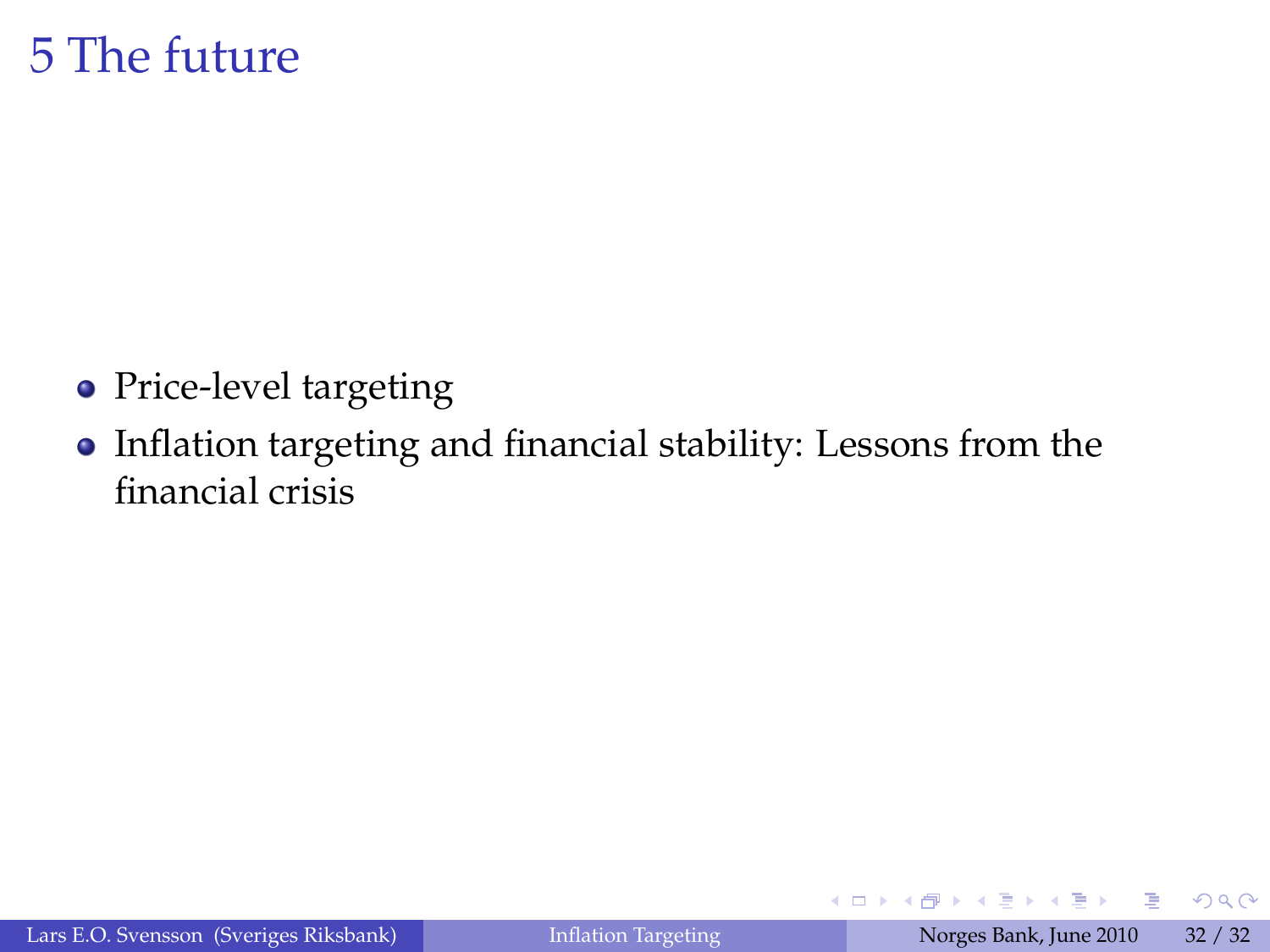# 5 The future

- Price-level targeting
- Inflation targeting and financial stability: Lessons from the financial crisis